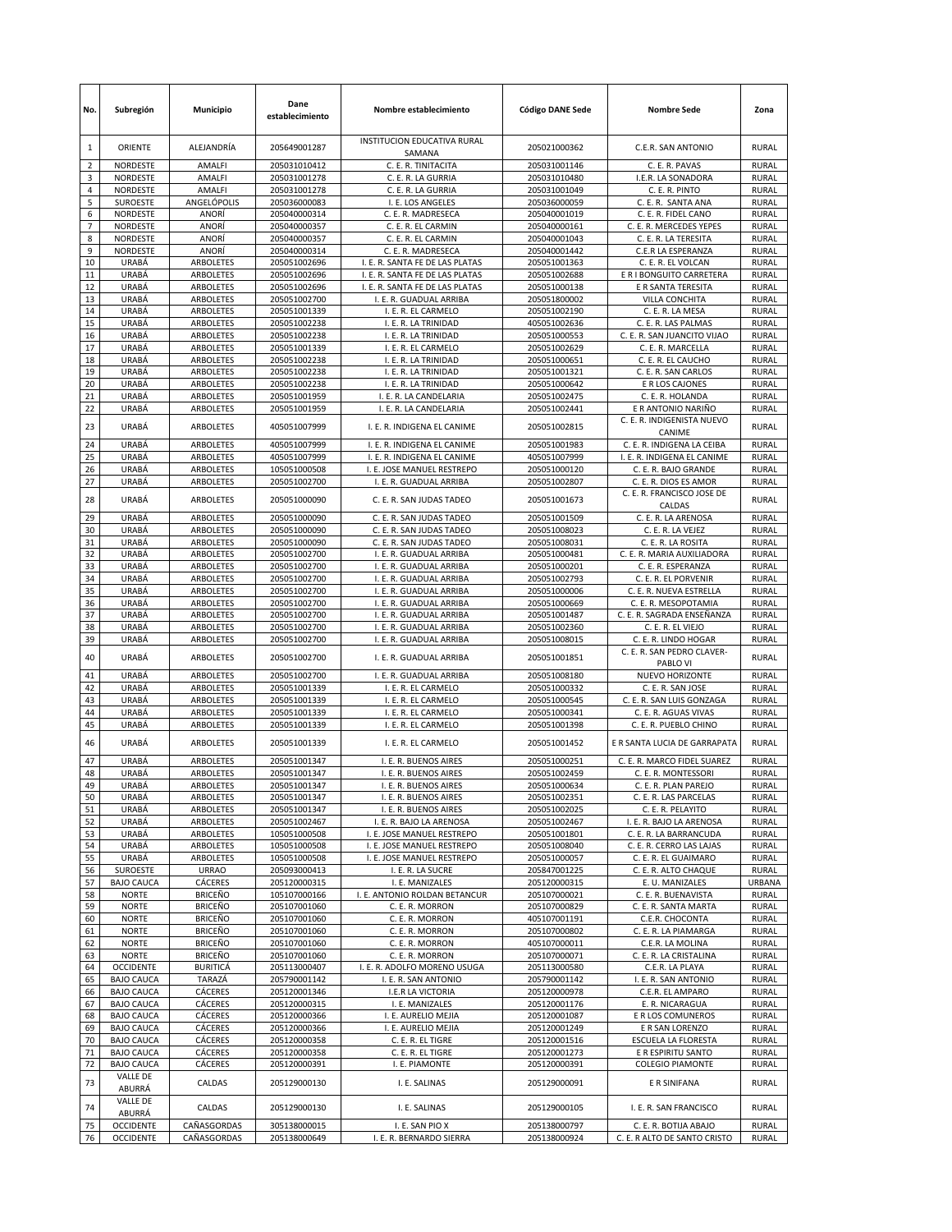| No. | Subregión | Municipio | Dane establecimiento | Nombre establecimiento | Código DANE Sede | Nombre Sede | Zona |
|---|---|---|---|---|---|---|---|
| 1 | ORIENTE | ALEJANDRÍA | 205649001287 | INSTITUCION EDUCATIVA RURAL SAMANA | 205021000362 | C.E.R. SAN ANTONIO | RURAL |
| 2 | NORDESTE | AMALFI | 205031010412 | C. E. R. TINITACITA | 205031001146 | C. E. R. PAVAS | RURAL |
| 3 | NORDESTE | AMALFI | 205031001278 | C. E. R. LA GURRIA | 205031010480 | I.E.R. LA SONADORA | RURAL |
| 4 | NORDESTE | AMALFI | 205031001278 | C. E. R. LA GURRIA | 205031001049 | C. E. R. PINTO | RURAL |
| 5 | SUROESTE | ANGELÓPOLIS | 205036000083 | I. E. LOS ANGELES | 205036000059 | C. E. R. SANTA ANA | RURAL |
| 6 | NORDESTE | ANORÍ | 205040000314 | C. E. R. MADRESECA | 205040001019 | C. E. R. FIDEL CANO | RURAL |
| 7 | NORDESTE | ANORÍ | 205040000357 | C. E. R. EL CARMIN | 205040000161 | C. E. R. MERCEDES YEPES | RURAL |
| 8 | NORDESTE | ANORÍ | 205040000357 | C. E. R. EL CARMIN | 205040001043 | C. E. R. LA TERESITA | RURAL |
| 9 | NORDESTE | ANORÍ | 205040000314 | C. E. R. MADRESECA | 205040001442 | C.E.R LA ESPERANZA | RURAL |
| 10 | URABÁ | ARBOLETES | 205051002696 | I. E. R. SANTA FE DE LAS PLATAS | 205051001363 | C. E. R. EL VOLCAN | RURAL |
| 11 | URABÁ | ARBOLETES | 205051002696 | I. E. R. SANTA FE DE LAS PLATAS | 205051002688 | E R I BONGUITO CARRETERA | RURAL |
| 12 | URABÁ | ARBOLETES | 205051002696 | I. E. R. SANTA FE DE LAS PLATAS | 205051000138 | E R SANTA TERESITA | RURAL |
| 13 | URABÁ | ARBOLETES | 205051002700 | I. E. R. GUADUAL ARRIBA | 205051800002 | VILLA CONCHITA | RURAL |
| 14 | URABÁ | ARBOLETES | 205051001339 | I. E. R. EL CARMELO | 205051002190 | C. E. R. LA MESA | RURAL |
| 15 | URABÁ | ARBOLETES | 205051002238 | I. E. R. LA TRINIDAD | 405051002636 | C. E. R. LAS PALMAS | RURAL |
| 16 | URABÁ | ARBOLETES | 205051002238 | I. E. R. LA TRINIDAD | 205051000553 | C. E. R. SAN JUANCITO VIJAO | RURAL |
| 17 | URABÁ | ARBOLETES | 205051001339 | I. E. R. EL CARMELO | 205051002629 | C. E. R. MARCELLA | RURAL |
| 18 | URABÁ | ARBOLETES | 205051002238 | I. E. R. LA TRINIDAD | 205051000651 | C. E. R. EL CAUCHO | RURAL |
| 19 | URABÁ | ARBOLETES | 205051002238 | I. E. R. LA TRINIDAD | 205051001321 | C. E. R. SAN CARLOS | RURAL |
| 20 | URABÁ | ARBOLETES | 205051002238 | I. E. R. LA TRINIDAD | 205051000642 | E R LOS CAJONES | RURAL |
| 21 | URABÁ | ARBOLETES | 205051001959 | I. E. R. LA CANDELARIA | 205051002475 | C. E. R. HOLANDA | RURAL |
| 22 | URABÁ | ARBOLETES | 205051001959 | I. E. R. LA CANDELARIA | 205051002441 | E R ANTONIO NARIÑO | RURAL |
| 23 | URABÁ | ARBOLETES | 405051007999 | I. E. R. INDIGENA EL CANIME | 205051002815 | C. E. R. INDIGENISTA NUEVO CANIME | RURAL |
| 24 | URABÁ | ARBOLETES | 405051007999 | I. E. R. INDIGENA EL CANIME | 205051001983 | C. E. R. INDIGENA LA CEIBA | RURAL |
| 25 | URABÁ | ARBOLETES | 405051007999 | I. E. R. INDIGENA EL CANIME | 405051007999 | I. E. R. INDIGENA EL CANIME | RURAL |
| 26 | URABÁ | ARBOLETES | 105051000508 | I. E. JOSE MANUEL RESTREPO | 205051000120 | C. E. R. BAJO GRANDE | RURAL |
| 27 | URABÁ | ARBOLETES | 205051002700 | I. E. R. GUADUAL ARRIBA | 205051002807 | C. E. R. DIOS ES AMOR | RURAL |
| 28 | URABÁ | ARBOLETES | 205051000090 | C. E. R. SAN JUDAS TADEO | 205051001673 | C. E. R. FRANCISCO JOSE DE CALDAS | RURAL |
| 29 | URABÁ | ARBOLETES | 205051000090 | C. E. R. SAN JUDAS TADEO | 205051001509 | C. E. R. LA ARENOSA | RURAL |
| 30 | URABÁ | ARBOLETES | 205051000090 | C. E. R. SAN JUDAS TADEO | 205051008023 | C. E. R. LA VEJEZ | RURAL |
| 31 | URABÁ | ARBOLETES | 205051000090 | C. E. R. SAN JUDAS TADEO | 205051008031 | C. E. R. LA ROSITA | RURAL |
| 32 | URABÁ | ARBOLETES | 205051002700 | I. E. R. GUADUAL ARRIBA | 205051000481 | C. E. R. MARIA AUXILIADORA | RURAL |
| 33 | URABÁ | ARBOLETES | 205051002700 | I. E. R. GUADUAL ARRIBA | 205051000201 | C. E. R. ESPERANZA | RURAL |
| 34 | URABÁ | ARBOLETES | 205051002700 | I. E. R. GUADUAL ARRIBA | 205051002793 | C. E. R. EL PORVENIR | RURAL |
| 35 | URABÁ | ARBOLETES | 205051002700 | I. E. R. GUADUAL ARRIBA | 205051000006 | C. E. R. NUEVA ESTRELLA | RURAL |
| 36 | URABÁ | ARBOLETES | 205051002700 | I. E. R. GUADUAL ARRIBA | 205051000669 | C. E. R. MESOPOTAMIA | RURAL |
| 37 | URABÁ | ARBOLETES | 205051002700 | I. E. R. GUADUAL ARRIBA | 205051001487 | C. E. R. SAGRADA ENSEÑANZA | RURAL |
| 38 | URABÁ | ARBOLETES | 205051002700 | I. E. R. GUADUAL ARRIBA | 205051002360 | C. E. R. EL VIEJO | RURAL |
| 39 | URABÁ | ARBOLETES | 205051002700 | I. E. R. GUADUAL ARRIBA | 205051008015 | C. E. R. LINDO HOGAR | RURAL |
| 40 | URABÁ | ARBOLETES | 205051002700 | I. E. R. GUADUAL ARRIBA | 205051001851 | C. E. R. SAN PEDRO CLAVER-PABLO VI | RURAL |
| 41 | URABÁ | ARBOLETES | 205051002700 | I. E. R. GUADUAL ARRIBA | 205051008180 | NUEVO HORIZONTE | RURAL |
| 42 | URABÁ | ARBOLETES | 205051001339 | I. E. R. EL CARMELO | 205051000332 | C. E. R. SAN JOSE | RURAL |
| 43 | URABÁ | ARBOLETES | 205051001339 | I. E. R. EL CARMELO | 205051000545 | C. E. R. SAN LUIS GONZAGA | RURAL |
| 44 | URABÁ | ARBOLETES | 205051001339 | I. E. R. EL CARMELO | 205051000341 | C. E. R. AGUAS VIVAS | RURAL |
| 45 | URABÁ | ARBOLETES | 205051001339 | I. E. R. EL CARMELO | 205051001398 | C. E. R. PUEBLO CHINO | RURAL |
| 46 | URABÁ | ARBOLETES | 205051001339 | I. E. R. EL CARMELO | 205051001452 | E R SANTA LUCIA DE GARRAPATA | RURAL |
| 47 | URABÁ | ARBOLETES | 205051001347 | I. E. R. BUENOS AIRES | 205051000251 | C. E. R. MARCO FIDEL SUAREZ | RURAL |
| 48 | URABÁ | ARBOLETES | 205051001347 | I. E. R. BUENOS AIRES | 205051002459 | C. E. R. MONTESSORI | RURAL |
| 49 | URABÁ | ARBOLETES | 205051001347 | I. E. R. BUENOS AIRES | 205051000634 | C. E. R. PLAN PAREJO | RURAL |
| 50 | URABÁ | ARBOLETES | 205051001347 | I. E. R. BUENOS AIRES | 205051002351 | C. E. R. LAS PARCELAS | RURAL |
| 51 | URABÁ | ARBOLETES | 205051001347 | I. E. R. BUENOS AIRES | 205051002025 | C. E. R. PELAYITO | RURAL |
| 52 | URABÁ | ARBOLETES | 205051002467 | I. E. R. BAJO LA ARENOSA | 205051002467 | I. E. R. BAJO LA ARENOSA | RURAL |
| 53 | URABÁ | ARBOLETES | 105051000508 | I. E. JOSE MANUEL RESTREPO | 205051001801 | C. E. R. LA BARRANCUDA | RURAL |
| 54 | URABÁ | ARBOLETES | 105051000508 | I. E. JOSE MANUEL RESTREPO | 205051008040 | C. E. R. CERRO LAS LAJAS | RURAL |
| 55 | URABÁ | ARBOLETES | 105051000508 | I. E. JOSE MANUEL RESTREPO | 205051000057 | C. E. R. EL GUAIMARO | RURAL |
| 56 | SUROESTE | URRAO | 205093000413 | I. E. R. LA SUCRE | 205847001225 | C. E. R. ALTO CHAQUE | RURAL |
| 57 | BAJO CAUCA | CÁCERES | 205120000315 | I. E. MANIZALES | 205120000315 | E. U. MANIZALES | URBANA |
| 58 | NORTE | BRICEÑO | 105107000166 | I. E. ANTONIO ROLDAN BETANCUR | 205107000021 | C. E. R. BUENAVISTA | RURAL |
| 59 | NORTE | BRICEÑO | 205107001060 | C. E. R. MORRON | 205107000829 | C. E. R. SANTA MARTA | RURAL |
| 60 | NORTE | BRICEÑO | 205107001060 | C. E. R. MORRON | 405107001191 | C.E.R. CHOCONTA | RURAL |
| 61 | NORTE | BRICEÑO | 205107001060 | C. E. R. MORRON | 205107000802 | C. E. R. LA PIAMARGA | RURAL |
| 62 | NORTE | BRICEÑO | 205107001060 | C. E. R. MORRON | 405107000011 | C.E.R. LA MOLINA | RURAL |
| 63 | NORTE | BRICEÑO | 205107001060 | C. E. R. MORRON | 205107000071 | C. E. R. LA CRISTALINA | RURAL |
| 64 | OCCIDENTE | BURITICÁ | 205113000407 | I. E. R. ADOLFO MORENO USUGA | 205113000580 | C.E.R. LA PLAYA | RURAL |
| 65 | BAJO CAUCA | TARAZÁ | 205790001142 | I. E. R. SAN ANTONIO | 205790001142 | I. E. R. SAN ANTONIO | RURAL |
| 66 | BAJO CAUCA | CÁCERES | 205120001346 | I.E.R LA VICTORIA | 205120000978 | C.E.R. EL AMPARO | RURAL |
| 67 | BAJO CAUCA | CÁCERES | 205120000315 | I. E. MANIZALES | 205120001176 | E. R. NICARAGUA | RURAL |
| 68 | BAJO CAUCA | CÁCERES | 205120000366 | I. E. AURELIO MEJIA | 205120001087 | E R LOS COMUNEROS | RURAL |
| 69 | BAJO CAUCA | CÁCERES | 205120000366 | I. E. AURELIO MEJIA | 205120001249 | E R SAN LORENZO | RURAL |
| 70 | BAJO CAUCA | CÁCERES | 205120000358 | C. E. R. EL TIGRE | 205120001516 | ESCUELA LA FLORESTA | RURAL |
| 71 | BAJO CAUCA | CÁCERES | 205120000358 | C. E. R. EL TIGRE | 205120001273 | E R ESPIRITU SANTO | RURAL |
| 72 | BAJO CAUCA | CÁCERES | 205120000391 | I. E. PIAMONTE | 205120000391 | COLEGIO PIAMONTE | RURAL |
| 73 | VALLE DE ABURRÁ | CALDAS | 205129000130 | I. E. SALINAS | 205129000091 | E R SINIFANA | RURAL |
| 74 | VALLE DE ABURRÁ | CALDAS | 205129000130 | I. E. SALINAS | 205129000105 | I. E. R. SAN FRANCISCO | RURAL |
| 75 | OCCIDENTE | CAÑASGORDAS | 305138000015 | I. E. SAN PIO X | 205138000797 | C. E. R. BOTIJA ABAJO | RURAL |
| 76 | OCCIDENTE | CAÑASGORDAS | 205138000649 | I. E. R. BERNARDO SIERRA | 205138000924 | C. E. R ALTO DE SANTO CRISTO | RURAL |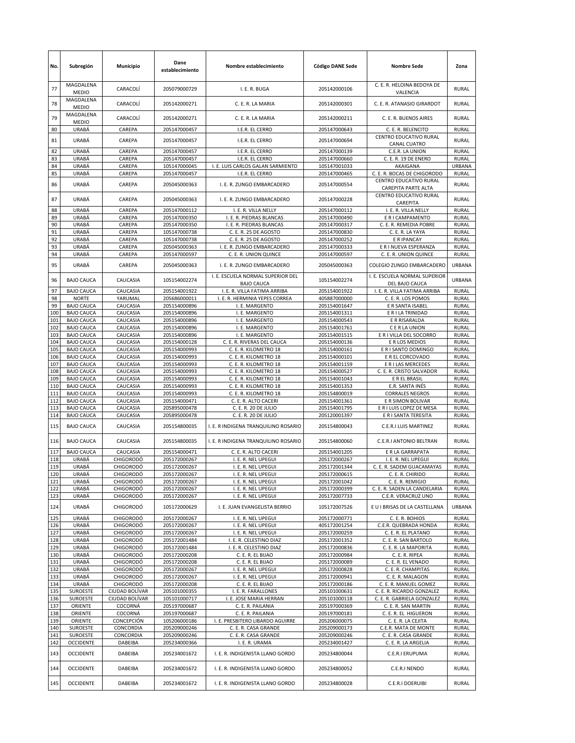| No. | Subregión | Municipio | Dane establecimiento | Nombre establecimiento | Código DANE Sede | Nombre Sede | Zona |
|---|---|---|---|---|---|---|---|
| 77 | MAGDALENA MEDIO | CARACOLÍ | 205079000729 | I. E. R. BUGA | 205142000106 | C. E. R. HELOINA BEDOYA DE VALENCIA | RURAL |
| 78 | MAGDALENA MEDIO | CARACOLÍ | 205142000271 | C. E. R. LA MARIA | 205142000301 | C. E. R. ATANASIO GIRARDOT | RURAL |
| 79 | MAGDALENA MEDIO | CARACOLÍ | 205142000271 | C. E. R. LA MARIA | 205142000211 | C. E. R. BUENOS AIRES | RURAL |
| 80 | URABÁ | CAREPA | 205147000457 | I.E.R. EL CERRO | 205147000643 | C. E. R. BELENCITO | RURAL |
| 81 | URABÁ | CAREPA | 205147000457 | I.E.R. EL CERRO | 205147000694 | CENTRO EDUCATIVO RURAL CANAL CUATRO | RURAL |
| 82 | URABÁ | CAREPA | 205147000457 | I.E.R. EL CERRO | 205147000139 | C.E.R. LA UNION | RURAL |
| 83 | URABÁ | CAREPA | 205147000457 | I.E.R. EL CERRO | 205147000660 | C. E. R. 19 DE ENERO | RURAL |
| 84 | URABÁ | CAREPA | 105147000045 | I. E. LUIS CARLOS GALAN SARMIENTO | 105147001033 | AKAIGANA | URBANA |
| 85 | URABÁ | CAREPA | 205147000457 | I.E.R. EL CERRO | 205147000465 | C. E. R. BOCAS DE CHIGORODO | RURAL |
| 86 | URABÁ | CAREPA | 205045000363 | I. E. R. ZUNGO EMBARCADERO | 205147000554 | CENTRO EDUCATIVO RURAL CAREPITA PARTE ALTA | RURAL |
| 87 | URABÁ | CAREPA | 205045000363 | I. E. R. ZUNGO EMBARCADERO | 205147000228 | CENTRO EDUCATIVO RURAL CAREPITA | RURAL |
| 88 | URABÁ | CAREPA | 205147000112 | I. E. R. VILLA NELLY | 205147000112 | I. E. R. VILLA NELLY | RURAL |
| 89 | URABÁ | CAREPA | 205147000350 | I. E. R. PIEDRAS BLANCAS | 205147000490 | E R I CAMPAMENTO | RURAL |
| 90 | URABÁ | CAREPA | 205147000350 | I. E. R. PIEDRAS BLANCAS | 205147000317 | C. E. R. REMEDIA POBRE | RURAL |
| 91 | URABÁ | CAREPA | 105147000738 | C. E. R. 25 DE AGOSTO | 205147000830 | C. E. R. LA YAYA | RURAL |
| 92 | URABÁ | CAREPA | 105147000738 | C. E. R. 25 DE AGOSTO | 205147000252 | E R IPANCAY | RURAL |
| 93 | URABÁ | CAREPA | 205045000363 | I. E. R. ZUNGO EMBARCADERO | 205147000333 | E R I NUEVA ESPERANZA | RURAL |
| 94 | URABÁ | CAREPA | 205147000597 | C. E. R. UNION QUINCE | 205147000597 | C. E. R. UNION QUINCE | RURAL |
| 95 | URABÁ | CAREPA | 205045000363 | I. E. R. ZUNGO EMBARCADERO | 205045000363 | COLEGIO ZUNGO EMBARCADERO | URBANA |
| 96 | BAJO CAUCA | CAUCASIA | 105154002274 | I. E. ESCUELA NORMAL SUPERIOR DEL BAJO CAUCA | 105154002274 | I. E. ESCUELA NORMAL SUPERIOR DEL BAJO CAUCA | URBANA |
| 97 | BAJO CAUCA | CAUCASIA | 205154001922 | I. E. R. VILLA FATIMA ARRIBA | 205154001922 | I. E. R. VILLA FATIMA ARRIBA | RURAL |
| 98 | NORTE | YARUMAL | 205686000011 | I. E. R. HERMINIA YEPES CORREA | 405887000000 | C. E. R. LOS POMOS | RURAL |
| 99 | BAJO CAUCA | CAUCASIA | 205154000896 | I. E. MARGENTO | 205154001647 | E R SANTA ISABEL | RURAL |
| 100 | BAJO CAUCA | CAUCASIA | 205154000896 | I. E. MARGENTO | 205154001311 | E R I LA TRINIDAD | RURAL |
| 101 | BAJO CAUCA | CAUCASIA | 205154000896 | I. E. MARGENTO | 205154000543 | E R RISARALDA | RURAL |
| 102 | BAJO CAUCA | CAUCASIA | 205154000896 | I. E. MARGENTO | 205154001761 | C E R LA UNION | RURAL |
| 103 | BAJO CAUCA | CAUCASIA | 205154000896 | I. E. MARGENTO | 205154001515 | E R I VILLA DEL SOCORRO | RURAL |
| 104 | BAJO CAUCA | CAUCASIA | 205154000128 | C. E. R. RIVERAS DEL CAUCA | 205154000136 | E R LOS MEDIOS | RURAL |
| 105 | BAJO CAUCA | CAUCASIA | 205154000993 | C. E. R. KILOMETRO 18 | 205154000161 | E R I SANTO DOMINGO | RURAL |
| 106 | BAJO CAUCA | CAUCASIA | 205154000993 | C. E. R. KILOMETRO 18 | 205154000101 | E R EL CORCOVADO | RURAL |
| 107 | BAJO CAUCA | CAUCASIA | 205154000993 | C. E. R. KILOMETRO 18 | 205154001159 | E R I LAS MERCEDES | RURAL |
| 108 | BAJO CAUCA | CAUCASIA | 205154000993 | C. E. R. KILOMETRO 18 | 205154000527 | C. E. R. CRISTO SALVADOR | RURAL |
| 109 | BAJO CAUCA | CAUCASIA | 205154000993 | C. E. R. KILOMETRO 18 | 205154001043 | E R EL BRASIL | RURAL |
| 110 | BAJO CAUCA | CAUCASIA | 205154000993 | C. E. R. KILOMETRO 18 | 205154001353 | E.R. SANTA INÉS | RURAL |
| 111 | BAJO CAUCA | CAUCASIA | 205154000993 | C. E. R. KILOMETRO 18 | 205154800019 | CORRALES NEGROS | RURAL |
| 112 | BAJO CAUCA | CAUCASIA | 205154000471 | C. E. R. ALTO CACERI | 205154001361 | E R SIMON BOLIVAR | RURAL |
| 113 | BAJO CAUCA | CAUCASIA | 205895000478 | C. E. R. 20 DE JULIO | 205154001795 | E R I LUIS LOPEZ DE MESA | RURAL |
| 114 | BAJO CAUCA | CAUCASIA | 205895000478 | C. E. R. 20 DE JULIO | 205120001397 | E R I SANTA TERESITA | RURAL |
| 115 | BAJO CAUCA | CAUCASIA | 205154800035 | I. E. R INDIGENA TRANQUILINO ROSARIO | 205154800043 | C.E.R.I LUIS MARTINEZ | RURAL |
| 116 | BAJO CAUCA | CAUCASIA | 205154800035 | I. E. R INDIGENA TRANQUILINO ROSARIO | 205154800060 | C.E.R.I ANTONIO BELTRAN | RURAL |
| 117 | BAJO CAUCA | CAUCASIA | 205154000471 | C. E. R. ALTO CACERI | 205154001205 | E R LA GARRAPATA | RURAL |
| 118 | URABÁ | CHIGORODÓ | 205172000267 | I. E. R. NEL UPEGUI | 205172000267 | I. E. R. NEL UPEGUI | RURAL |
| 119 | URABÁ | CHIGORODÓ | 205172000267 | I. E. R. NEL UPEGUI | 205172001344 | C. E. R. SADEM GUACAMAYAS | RURAL |
| 120 | URABÁ | CHIGORODÓ | 205172000267 | I. E. R. NEL UPEGUI | 205172000615 | C. E. R. CHIRIDO | RURAL |
| 121 | URABÁ | CHIGORODÓ | 205172000267 | I. E. R. NEL UPEGUI | 205172001042 | C. E. R. REMIGIO | RURAL |
| 122 | URABÁ | CHIGORODÓ | 205172000267 | I. E. R. NEL UPEGUI | 205172000399 | C. E. R. SADEN LA CANDELARIA | RURAL |
| 123 | URABÁ | CHIGORODÓ | 205172000267 | I. E. R. NEL UPEGUI | 205172007733 | C.E.R. VERACRUZ UNO | RURAL |
| 124 | URABÁ | CHIGORODÓ | 105172000629 | I. E. JUAN EVANGELISTA BERRIO | 105172007526 | E U I BRISAS DE LA CASTELLANA | URBANA |
| 125 | URABÁ | CHIGORODÓ | 205172000267 | I. E. R. NEL UPEGUI | 205172000771 | C. E. R. BOHIOS | RURAL |
| 126 | URABÁ | CHIGORODÓ | 205172000267 | I. E. R. NEL UPEGUI | 405172001254 | C.E.R. QUEBRADA HONDA | RURAL |
| 127 | URABÁ | CHIGORODÓ | 205172000267 | I. E. R. NEL UPEGUI | 205172000259 | C. E. R. EL PLATANO | RURAL |
| 128 | URABÁ | CHIGORODÓ | 205172001484 | I. E. R. CELESTINO DIAZ | 205172001352 | C. E. R. SAN BARTOLO | RURAL |
| 129 | URABÁ | CHIGORODÓ | 205172001484 | I. E. R. CELESTINO DIAZ | 205172000836 | C. E. R. LA MAPORITA | RURAL |
| 130 | URABÁ | CHIGORODÓ | 205172000208 | C. E. R. EL BIJAO | 205172000984 | C. E. R. RIPEA | RURAL |
| 131 | URABÁ | CHIGORODÓ | 205172000208 | C. E. R. EL BIJAO | 205172000089 | C. E. R. EL VENADO | RURAL |
| 132 | URABÁ | CHIGORODÓ | 205172000267 | I. E. R. NEL UPEGUI | 205172000828 | C. E. R. CHAMPITAS | RURAL |
| 133 | URABÁ | CHIGORODÓ | 205172000267 | I. E. R. NEL UPEGUI | 205172000941 | C. E. R. MALAGON | RURAL |
| 134 | URABÁ | CHIGORODÓ | 205172000208 | C. E. R. EL BIJAO | 205172000186 | C. E. R. MANUEL GOMEZ | RURAL |
| 135 | SUROESTE | CIUDAD BOLÍVAR | 205101000355 | I. E. R. FARALLONES | 205101000631 | C. E. R. RICARDO GONZALEZ | RURAL |
| 136 | SUROESTE | CIUDAD BOLÍVAR | 105101000717 | I. E. JOSE MARIA HERRAN | 205101000118 | C. E. R. GABRIELA GONZALEZ | RURAL |
| 137 | ORIENTE | COCORNÁ | 205197000687 | C. E. R. PAILANIA | 205197000369 | C. E. R. SAN MARTIN | RURAL |
| 138 | ORIENTE | COCORNÁ | 205197000687 | C. E. R. PAILANIA | 205197000181 | C. E. R. EL HIGUERON | RURAL |
| 139 | ORIENTE | CONCEPCIÓN | 105206000186 | I. E. PRESBITERO LIBARDO AGUIRRE | 205206000075 | C. E. R. LA CEJITA | RURAL |
| 140 | SUROESTE | CONCORDIA | 205209000246 | C. E. R. CASA GRANDE | 205209000173 | C.E.R. MATA DE MONTE | RURAL |
| 141 | SUROESTE | CONCORDIA | 205209000246 | C. E. R. CASA GRANDE | 205209000246 | C. E. R. CASA GRANDE | RURAL |
| 142 | OCCIDENTE | DABEIBA | 205234000366 | I. E. R. URAMA | 205234001427 | C. E. R. LA ARGELIA | RURAL |
| 143 | OCCIDENTE | DABEIBA | 205234001672 | I. E. R. INDIGENISTA LLANO GORDO | 205234800044 | C.E.R.I ERUPUMA | RURAL |
| 144 | OCCIDENTE | DABEIBA | 205234001672 | I. E. R. INDIGENISTA LLANO GORDO | 205234800052 | C.E.R.I NENDO | RURAL |
| 145 | OCCIDENTE | DABEIBA | 205234001672 | I. E. R. INDIGENISTA LLANO GORDO | 205234800028 | C.E.R.I DOERUIBI | RURAL |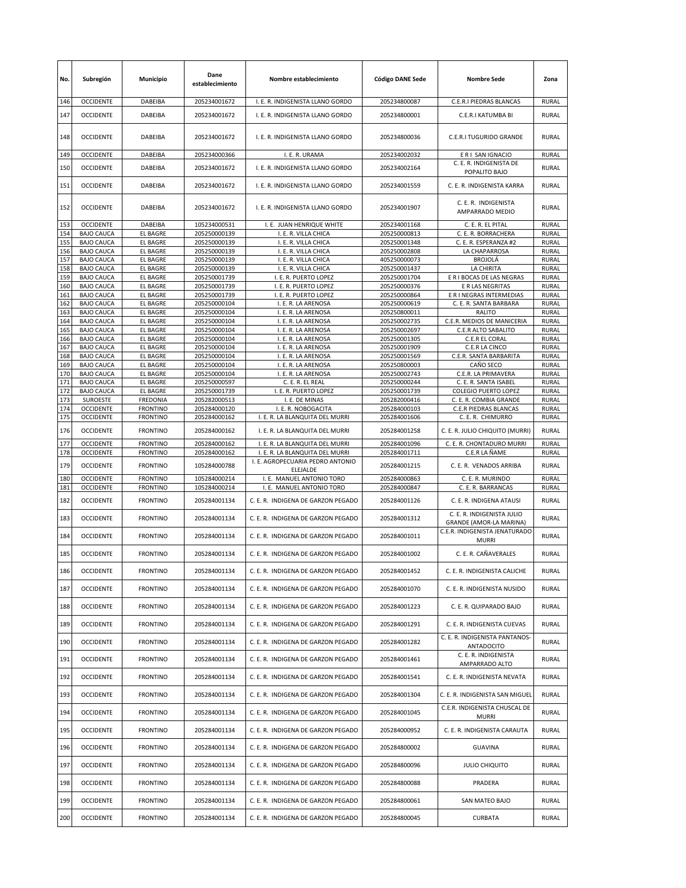| No. | Subregión | Municipio | Dane establecimiento | Nombre establecimiento | Código DANE Sede | Nombre Sede | Zona |
|---|---|---|---|---|---|---|---|
| 146 | OCCIDENTE | DABEIBA | 205234001672 | I. E. R. INDIGENISTA LLANO GORDO | 205234800087 | C.E.R.I PIEDRAS BLANCAS | RURAL |
| 147 | OCCIDENTE | DABEIBA | 205234001672 | I. E. R. INDIGENISTA LLANO GORDO | 205234800001 | C.E.R.I KATUMBA BI | RURAL |
| 148 | OCCIDENTE | DABEIBA | 205234001672 | I. E. R. INDIGENISTA LLANO GORDO | 205234800036 | C.E.R.I TUGURIDO GRANDE | RURAL |
| 149 | OCCIDENTE | DABEIBA | 205234000366 | I. E. R. URAMA | 205234002032 | E R I SAN IGNACIO | RURAL |
| 150 | OCCIDENTE | DABEIBA | 205234001672 | I. E. R. INDIGENISTA LLANO GORDO | 205234002164 | C. E. R. INDIGENISTA DE POPALITO BAJO | RURAL |
| 151 | OCCIDENTE | DABEIBA | 205234001672 | I. E. R. INDIGENISTA LLANO GORDO | 205234001559 | C. E. R. INDIGENISTA KARRA | RURAL |
| 152 | OCCIDENTE | DABEIBA | 205234001672 | I. E. R. INDIGENISTA LLANO GORDO | 205234001907 | C. E. R. INDIGENISTA AMPARRADO MEDIO | RURAL |
| 153 | OCCIDENTE | DABEIBA | 105234000531 | I. E. JUAN HENRIQUE WHITE | 205234001168 | C. E. R. EL PITAL | RURAL |
| 154 | BAJO CAUCA | EL BAGRE | 205250000139 | I. E. R. VILLA CHICA | 205250000813 | C. E. R. BORRACHERA | RURAL |
| 155 | BAJO CAUCA | EL BAGRE | 205250000139 | I. E. R. VILLA CHICA | 205250001348 | C. E. R. ESPERANZA #2 | RURAL |
| 156 | BAJO CAUCA | EL BAGRE | 205250000139 | I. E. R. VILLA CHICA | 205250002808 | LA CHAPARROSA | RURAL |
| 157 | BAJO CAUCA | EL BAGRE | 205250000139 | I. E. R. VILLA CHICA | 405250000073 | BROJOLÁ | RURAL |
| 158 | BAJO CAUCA | EL BAGRE | 205250000139 | I. E. R. VILLA CHICA | 205250001437 | LA CHIRITA | RURAL |
| 159 | BAJO CAUCA | EL BAGRE | 205250001739 | I. E. R. PUERTO LOPEZ | 205250001704 | E R I BOCAS DE LAS NEGRAS | RURAL |
| 160 | BAJO CAUCA | EL BAGRE | 205250001739 | I. E. R. PUERTO LOPEZ | 205250000376 | E R LAS NEGRITAS | RURAL |
| 161 | BAJO CAUCA | EL BAGRE | 205250001739 | I. E. R. PUERTO LOPEZ | 205250000864 | E R I NEGRAS INTERMEDIAS | RURAL |
| 162 | BAJO CAUCA | EL BAGRE | 205250000104 | I. E. R. LA ARENOSA | 205250000619 | C. E. R. SANTA BARBARA | RURAL |
| 163 | BAJO CAUCA | EL BAGRE | 205250000104 | I. E. R. LA ARENOSA | 205250800011 | RALITO | RURAL |
| 164 | BAJO CAUCA | EL BAGRE | 205250000104 | I. E. R. LA ARENOSA | 205250002735 | C.E.R. MEDIOS DE MANICERIA | RURAL |
| 165 | BAJO CAUCA | EL BAGRE | 205250000104 | I. E. R. LA ARENOSA | 205250002697 | C.E.R ALTO SABALITO | RURAL |
| 166 | BAJO CAUCA | EL BAGRE | 205250000104 | I. E. R. LA ARENOSA | 205250001305 | C.E.R EL CORAL | RURAL |
| 167 | BAJO CAUCA | EL BAGRE | 205250000104 | I. E. R. LA ARENOSA | 205250001909 | C.E.R LA CINCO | RURAL |
| 168 | BAJO CAUCA | EL BAGRE | 205250000104 | I. E. R. LA ARENOSA | 205250001569 | C.E.R. SANTA BARBARITA | RURAL |
| 169 | BAJO CAUCA | EL BAGRE | 205250000104 | I. E. R. LA ARENOSA | 205250800003 | CAÑO SECO | RURAL |
| 170 | BAJO CAUCA | EL BAGRE | 205250000104 | I. E. R. LA ARENOSA | 205250002743 | C.E.R. LA PRIMAVERA | RURAL |
| 171 | BAJO CAUCA | EL BAGRE | 205250000597 | C. E. R. EL REAL | 205250000244 | C. E. R. SANTA ISABEL | RURAL |
| 172 | BAJO CAUCA | EL BAGRE | 205250001739 | I. E. R. PUERTO LOPEZ | 205250001739 | COLEGIO PUERTO LOPEZ | RURAL |
| 173 | SUROESTE | FREDONIA | 205282000513 | I. E. DE MINAS | 205282000416 | C. E. R. COMBIA GRANDE | RURAL |
| 174 | OCCIDENTE | FRONTINO | 205284000120 | I. E. R. NOBOGACITA | 205284000103 | C.E.R PIEDRAS BLANCAS | RURAL |
| 175 | OCCIDENTE | FRONTINO | 205284000162 | I. E. R. LA BLANQUITA DEL MURRI | 205284001606 | C. E. R. CHIMURRO | RURAL |
| 176 | OCCIDENTE | FRONTINO | 205284000162 | I. E. R. LA BLANQUITA DEL MURRI | 205284001258 | C. E. R. JULIO CHIQUITO (MURRI) | RURAL |
| 177 | OCCIDENTE | FRONTINO | 205284000162 | I. E. R. LA BLANQUITA DEL MURRI | 205284001096 | C. E. R. CHONTADURO MURRI | RURAL |
| 178 | OCCIDENTE | FRONTINO | 205284000162 | I. E. R. LA BLANQUITA DEL MURRI | 205284001711 | C.E.R LA ÑAME | RURAL |
| 179 | OCCIDENTE | FRONTINO | 105284000788 | I. E. AGROPECUARIA PEDRO ANTONIO ELEJALDE | 205284001215 | C. E. R. VENADOS ARRIBA | RURAL |
| 180 | OCCIDENTE | FRONTINO | 105284000214 | I. E. MANUEL ANTONIO TORO | 205284000863 | C. E. R. MURINDO | RURAL |
| 181 | OCCIDENTE | FRONTINO | 105284000214 | I. E. MANUEL ANTONIO TORO | 205284000847 | C. E. R. BARRANCAS | RURAL |
| 182 | OCCIDENTE | FRONTINO | 205284001134 | C. E. R. INDIGENA DE GARZON PEGADO | 205284001126 | C. E. R. INDIGENA ATAUSI | RURAL |
| 183 | OCCIDENTE | FRONTINO | 205284001134 | C. E. R. INDIGENA DE GARZON PEGADO | 205284001312 | C. E. R. INDIGENISTA JULIO GRANDE (AMOR-LA MARINA) | RURAL |
| 184 | OCCIDENTE | FRONTINO | 205284001134 | C. E. R. INDIGENA DE GARZON PEGADO | 205284001011 | C.E.R. INDIGENISTA JENATURADO MURRI | RURAL |
| 185 | OCCIDENTE | FRONTINO | 205284001134 | C. E. R. INDIGENA DE GARZON PEGADO | 205284001002 | C. E. R. CAÑAVERALES | RURAL |
| 186 | OCCIDENTE | FRONTINO | 205284001134 | C. E. R. INDIGENA DE GARZON PEGADO | 205284001452 | C. E. R. INDIGENISTA CALICHE | RURAL |
| 187 | OCCIDENTE | FRONTINO | 205284001134 | C. E. R. INDIGENA DE GARZON PEGADO | 205284001070 | C. E. R. INDIGENISTA NUSIDO | RURAL |
| 188 | OCCIDENTE | FRONTINO | 205284001134 | C. E. R. INDIGENA DE GARZON PEGADO | 205284001223 | C. E. R. QUIPARADO BAJO | RURAL |
| 189 | OCCIDENTE | FRONTINO | 205284001134 | C. E. R. INDIGENA DE GARZON PEGADO | 205284001291 | C. E. R. INDIGENISTA CUEVAS | RURAL |
| 190 | OCCIDENTE | FRONTINO | 205284001134 | C. E. R. INDIGENA DE GARZON PEGADO | 205284001282 | C. E. R. INDIGENISTA PANTANOS-ANTADOCITO | RURAL |
| 191 | OCCIDENTE | FRONTINO | 205284001134 | C. E. R. INDIGENA DE GARZON PEGADO | 205284001461 | C. E. R. INDIGENISTA AMPARRADO ALTO | RURAL |
| 192 | OCCIDENTE | FRONTINO | 205284001134 | C. E. R. INDIGENA DE GARZON PEGADO | 205284001541 | C. E. R. INDIGENISTA NEVATA | RURAL |
| 193 | OCCIDENTE | FRONTINO | 205284001134 | C. E. R. INDIGENA DE GARZON PEGADO | 205284001304 | C. E. R. INDIGENISTA SAN MIGUEL | RURAL |
| 194 | OCCIDENTE | FRONTINO | 205284001134 | C. E. R. INDIGENA DE GARZON PEGADO | 205284001045 | C.E.R. INDIGENISTA CHUSCAL DE MURRI | RURAL |
| 195 | OCCIDENTE | FRONTINO | 205284001134 | C. E. R. INDIGENA DE GARZON PEGADO | 205284000952 | C. E. R. INDIGENISTA CARAUTA | RURAL |
| 196 | OCCIDENTE | FRONTINO | 205284001134 | C. E. R. INDIGENA DE GARZON PEGADO | 205284800002 | GUAVINA | RURAL |
| 197 | OCCIDENTE | FRONTINO | 205284001134 | C. E. R. INDIGENA DE GARZON PEGADO | 205284800096 | JULIO CHIQUITO | RURAL |
| 198 | OCCIDENTE | FRONTINO | 205284001134 | C. E. R. INDIGENA DE GARZON PEGADO | 205284800088 | PRADERA | RURAL |
| 199 | OCCIDENTE | FRONTINO | 205284001134 | C. E. R. INDIGENA DE GARZON PEGADO | 205284800061 | SAN MATEO BAJO | RURAL |
| 200 | OCCIDENTE | FRONTINO | 205284001134 | C. E. R. INDIGENA DE GARZON PEGADO | 205284800045 | CURBATA | RURAL |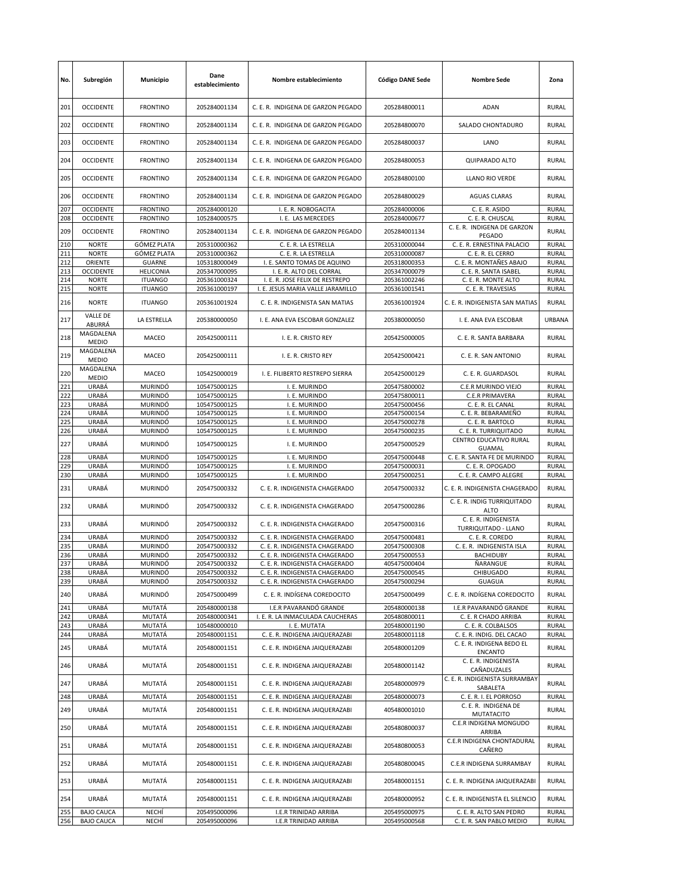| No. | Subregión | Municipio | Dane establecimiento | Nombre establecimiento | Código DANE Sede | Nombre Sede | Zona |
|---|---|---|---|---|---|---|---|
| 201 | OCCIDENTE | FRONTINO | 205284001134 | C. E. R. INDIGENA DE GARZON PEGADO | 205284800011 | ADAN | RURAL |
| 202 | OCCIDENTE | FRONTINO | 205284001134 | C. E. R. INDIGENA DE GARZON PEGADO | 205284800070 | SALADO CHONTADURO | RURAL |
| 203 | OCCIDENTE | FRONTINO | 205284001134 | C. E. R. INDIGENA DE GARZON PEGADO | 205284800037 | LANO | RURAL |
| 204 | OCCIDENTE | FRONTINO | 205284001134 | C. E. R. INDIGENA DE GARZON PEGADO | 205284800053 | QUIPARADO ALTO | RURAL |
| 205 | OCCIDENTE | FRONTINO | 205284001134 | C. E. R. INDIGENA DE GARZON PEGADO | 205284800100 | LLANO RIO VERDE | RURAL |
| 206 | OCCIDENTE | FRONTINO | 205284001134 | C. E. R. INDIGENA DE GARZON PEGADO | 205284800029 | AGUAS CLARAS | RURAL |
| 207 | OCCIDENTE | FRONTINO | 205284000120 | I. E. R. NOBOGACITA | 205284000006 | C. E. R. ASIDO | RURAL |
| 208 | OCCIDENTE | FRONTINO | 105284000575 | I. E. LAS MERCEDES | 205284000677 | C. E. R. CHUSCAL | RURAL |
| 209 | OCCIDENTE | FRONTINO | 205284001134 | C. E. R. INDIGENA DE GARZON PEGADO | 205284001134 | C. E. R. INDIGENA DE GARZON PEGADO | RURAL |
| 210 | NORTE | GÓMEZ PLATA | 205310000362 | C. E. R. LA ESTRELLA | 205310000044 | C. E. R. ERNESTINA PALACIO | RURAL |
| 211 | NORTE | GÓMEZ PLATA | 205310000362 | C. E. R. LA ESTRELLA | 205310000087 | C. E. R. EL CERRO | RURAL |
| 212 | ORIENTE | GUARNE | 105318000049 | I. E. SANTO TOMAS DE AQUINO | 205318000353 | C. E. R. MONTAÑES ABAJO | RURAL |
| 213 | OCCIDENTE | HELICONIA | 205347000095 | I. E. R. ALTO DEL CORRAL | 205347000079 | C. E. R. SANTA ISABEL | RURAL |
| 214 | NORTE | ITUANGO | 205361000324 | I. E. R. JOSE FELIX DE RESTREPO | 205361002246 | C. E. R. MONTE ALTO | RURAL |
| 215 | NORTE | ITUANGO | 205361000197 | I. E. JESUS MARIA VALLE JARAMILLO | 205361001541 | C. E. R. TRAVESIAS | RURAL |
| 216 | NORTE | ITUANGO | 205361001924 | C. E. R. INDIGENISTA SAN MATIAS | 205361001924 | C. E. R. INDIGENISTA SAN MATIAS | RURAL |
| 217 | VALLE DE ABURRÁ | LA ESTRELLA | 205380000050 | I. E. ANA EVA ESCOBAR GONZALEZ | 205380000050 | I. E. ANA EVA ESCOBAR | URBANA |
| 218 | MAGDALENA MEDIO | MACEO | 205425000111 | I. E. R. CRISTO REY | 205425000005 | C. E. R. SANTA BARBARA | RURAL |
| 219 | MAGDALENA MEDIO | MACEO | 205425000111 | I. E. R. CRISTO REY | 205425000421 | C. E. R. SAN ANTONIO | RURAL |
| 220 | MAGDALENA MEDIO | MACEO | 105425000019 | I. E. FILIBERTO RESTREPO SIERRA | 205425000129 | C. E. R. GUARDASOL | RURAL |
| 221 | URABÁ | MURINDÓ | 105475000125 | I. E. MURINDO | 205475800002 | C.E.R MURINDO VIEJO | RURAL |
| 222 | URABÁ | MURINDÓ | 105475000125 | I. E. MURINDO | 205475800011 | C.E.R PRIMAVERA | RURAL |
| 223 | URABÁ | MURINDÓ | 105475000125 | I. E. MURINDO | 205475000456 | C. E. R. EL CANAL | RURAL |
| 224 | URABÁ | MURINDÓ | 105475000125 | I. E. MURINDO | 205475000154 | C. E. R. BEBARAMEÑO | RURAL |
| 225 | URABÁ | MURINDÓ | 105475000125 | I. E. MURINDO | 205475000278 | C. E. R. BARTOLO | RURAL |
| 226 | URABÁ | MURINDÓ | 105475000125 | I. E. MURINDO | 205475000235 | C. E. R. TURRIQUITADO | RURAL |
| 227 | URABÁ | MURINDÓ | 105475000125 | I. E. MURINDO | 205475000529 | CENTRO EDUCATIVO RURAL GUAMAL | RURAL |
| 228 | URABÁ | MURINDÓ | 105475000125 | I. E. MURINDO | 205475000448 | C. E. R. SANTA FE DE MURINDO | RURAL |
| 229 | URABÁ | MURINDÓ | 105475000125 | I. E. MURINDO | 205475000031 | C. E. R. OPOGADO | RURAL |
| 230 | URABÁ | MURINDÓ | 105475000125 | I. E. MURINDO | 205475000251 | C. E. R. CAMPO ALEGRE | RURAL |
| 231 | URABÁ | MURINDÓ | 205475000332 | C. E. R. INDIGENISTA CHAGERADO | 205475000332 | C. E. R. INDIGENISTA CHAGERADO | RURAL |
| 232 | URABÁ | MURINDÓ | 205475000332 | C. E. R. INDIGENISTA CHAGERADO | 205475000286 | C. E. R. INDIG TURRIQUITADO ALTO | RURAL |
| 233 | URABÁ | MURINDÓ | 205475000332 | C. E. R. INDIGENISTA CHAGERADO | 205475000316 | C. E. R. INDIGENISTA TURRIQUITADO - LLANO | RURAL |
| 234 | URABÁ | MURINDÓ | 205475000332 | C. E. R. INDIGENISTA CHAGERADO | 205475000481 | C. E. R. COREDO | RURAL |
| 235 | URABÁ | MURINDÓ | 205475000332 | C. E. R. INDIGENISTA CHAGERADO | 205475000308 | C. E. R. INDIGENISTA ISLA | RURAL |
| 236 | URABÁ | MURINDÓ | 205475000332 | C. E. R. INDIGENISTA CHAGERADO | 205475000553 | BACHIDUBY | RURAL |
| 237 | URABÁ | MURINDÓ | 205475000332 | C. E. R. INDIGENISTA CHAGERADO | 405475000404 | ÑARANGUE | RURAL |
| 238 | URABÁ | MURINDÓ | 205475000332 | C. E. R. INDIGENISTA CHAGERADO | 205475000545 | CHIBUGADO | RURAL |
| 239 | URABÁ | MURINDÓ | 205475000332 | C. E. R. INDIGENISTA CHAGERADO | 205475000294 | GUAGUA | RURAL |
| 240 | URABÁ | MURINDÓ | 205475000499 | C. E. R. INDÍGENA COREDOCITO | 205475000499 | C. E. R. INDÍGENA COREDOCITO | RURAL |
| 241 | URABÁ | MUTATÁ | 205480000138 | I.E.R PAVARANDÓ GRANDE | 205480000138 | I.E.R PAVARANDÓ GRANDE | RURAL |
| 242 | URABÁ | MUTATÁ | 205480000341 | I. E. R. LA INMACULADA CAUCHERAS | 205480800011 | C. E. R CHADO ARRIBA | RURAL |
| 243 | URABÁ | MUTATÁ | 105480000010 | I. E. MUTATA | 205480001190 | C. E. R. COLBALSOS | RURAL |
| 244 | URABÁ | MUTATÁ | 205480001151 | C. E. R. INDIGENA JAIQUERAZABI | 205480001118 | C. E. R. INDIG. DEL CACAO | RURAL |
| 245 | URABÁ | MUTATÁ | 205480001151 | C. E. R. INDIGENA JAIQUERAZABI | 205480001209 | C. E. R. INDIGENA BEDO EL ENCANTO | RURAL |
| 246 | URABÁ | MUTATÁ | 205480001151 | C. E. R. INDIGENA JAIQUERAZABI | 205480001142 | C. E. R. INDIGENISTA CAÑADUZALES | RURAL |
| 247 | URABÁ | MUTATÁ | 205480001151 | C. E. R. INDIGENA JAIQUERAZABI | 205480000979 | C. E. R. INDIGENISTA SURRAMBAY SABALETA | RURAL |
| 248 | URABÁ | MUTATÁ | 205480001151 | C. E. R. INDIGENA JAIQUERAZABI | 205480000073 | C. E. R. I. EL PORROSO | RURAL |
| 249 | URABÁ | MUTATÁ | 205480001151 | C. E. R. INDIGENA JAIQUERAZABI | 405480001010 | C. E. R. INDIGENA DE MUTATACITO | RURAL |
| 250 | URABÁ | MUTATÁ | 205480001151 | C. E. R. INDIGENA JAIQUERAZABI | 205480800037 | C.E.R INDIGENA MONGUDO ARRIBA | RURAL |
| 251 | URABÁ | MUTATÁ | 205480001151 | C. E. R. INDIGENA JAIQUERAZABI | 205480800053 | C.E.R INDIGENA CHONTADURAL CAÑERO | RURAL |
| 252 | URABÁ | MUTATÁ | 205480001151 | C. E. R. INDIGENA JAIQUERAZABI | 205480800045 | C.E.R INDIGENA SURRAMBAY | RURAL |
| 253 | URABÁ | MUTATÁ | 205480001151 | C. E. R. INDIGENA JAIQUERAZABI | 205480001151 | C. E. R. INDIGENA JAIQUERAZABI | RURAL |
| 254 | URABÁ | MUTATÁ | 205480001151 | C. E. R. INDIGENA JAIQUERAZABI | 205480000952 | C. E. R. INDIGENISTA EL SILENCIO | RURAL |
| 255 | BAJO CAUCA | NECHÍ | 205495000096 | I.E.R TRINIDAD ARRIBA | 205495000975 | C. E. R. ALTO SAN PEDRO | RURAL |
| 256 | BAJO CAUCA | NECHÍ | 205495000096 | I.E.R TRINIDAD ARRIBA | 205495000568 | C. E. R. SAN PABLO MEDIO | RURAL |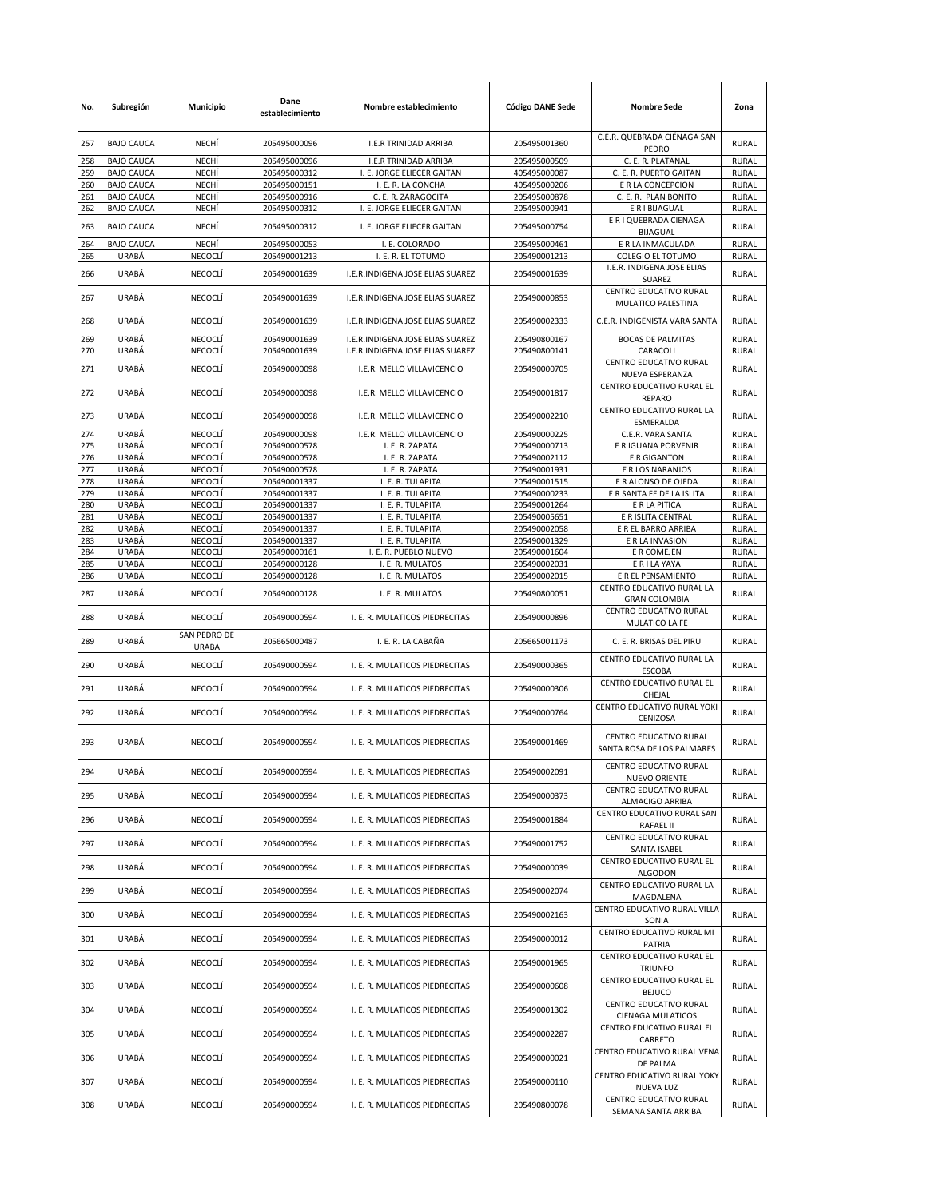| No. | Subregión | Municipio | Dane establecimiento | Nombre establecimiento | Código DANE Sede | Nombre Sede | Zona |
|---|---|---|---|---|---|---|---|
| 257 | BAJO CAUCA | NECHÍ | 205495000096 | I.E.R TRINIDAD ARRIBA | 205495001360 | C.E.R. QUEBRADA CIÉNAGA SAN PEDRO | RURAL |
| 258 | BAJO CAUCA | NECHÍ | 205495000096 | I.E.R TRINIDAD ARRIBA | 205495000509 | C. E. R. PLATANAL | RURAL |
| 259 | BAJO CAUCA | NECHÍ | 205495000312 | I. E. JORGE ELIECER GAITAN | 405495000087 | C. E. R. PUERTO GAITAN | RURAL |
| 260 | BAJO CAUCA | NECHÍ | 205495000151 | I. E. R. LA CONCHA | 405495000206 | E R LA CONCEPCION | RURAL |
| 261 | BAJO CAUCA | NECHÍ | 205495000916 | C. E. R. ZARAGOCITA | 205495000878 | C. E. R. PLAN BONITO | RURAL |
| 262 | BAJO CAUCA | NECHÍ | 205495000312 | I. E. JORGE ELIECER GAITAN | 205495000941 | E R I BIJAGUAL | RURAL |
| 263 | BAJO CAUCA | NECHÍ | 205495000312 | I. E. JORGE ELIECER GAITAN | 205495000754 | E R I QUEBRADA CIENAGA BIJAGUAL | RURAL |
| 264 | BAJO CAUCA | NECHÍ | 205495000053 | I. E. COLORADO | 205495000461 | E R LA INMACULADA | RURAL |
| 265 | URABÁ | NECOCLÍ | 205490001213 | I. E. R. EL TOTUMO | 205490001213 | COLEGIO EL TOTUMO | RURAL |
| 266 | URABÁ | NECOCLÍ | 205490001639 | I.E.R.INDIGENA JOSE ELIAS SUAREZ | 205490001639 | I.E.R. INDIGENA JOSE ELIAS SUAREZ | RURAL |
| 267 | URABÁ | NECOCLÍ | 205490001639 | I.E.R.INDIGENA JOSE ELIAS SUAREZ | 205490000853 | CENTRO EDUCATIVO RURAL MULATICO PALESTINA | RURAL |
| 268 | URABÁ | NECOCLÍ | 205490001639 | I.E.R.INDIGENA JOSE ELIAS SUAREZ | 205490002333 | C.E.R. INDIGENISTA VARA SANTA | RURAL |
| 269 | URABÁ | NECOCLÍ | 205490001639 | I.E.R.INDIGENA JOSE ELIAS SUAREZ | 205490800167 | BOCAS DE PALMITAS | RURAL |
| 270 | URABÁ | NECOCLÍ | 205490001639 | I.E.R.INDIGENA JOSE ELIAS SUAREZ | 205490800141 | CARACOLI | RURAL |
| 271 | URABÁ | NECOCLÍ | 205490000098 | I.E.R. MELLO VILLAVICENCIO | 205490000705 | CENTRO EDUCATIVO RURAL NUEVA ESPERANZA | RURAL |
| 272 | URABÁ | NECOCLÍ | 205490000098 | I.E.R. MELLO VILLAVICENCIO | 205490001817 | CENTRO EDUCATIVO RURAL EL REPARO | RURAL |
| 273 | URABÁ | NECOCLÍ | 205490000098 | I.E.R. MELLO VILLAVICENCIO | 205490002210 | CENTRO EDUCATIVO RURAL LA ESMERALDA | RURAL |
| 274 | URABÁ | NECOCLÍ | 205490000098 | I.E.R. MELLO VILLAVICENCIO | 205490000225 | C.E.R. VARA SANTA | RURAL |
| 275 | URABÁ | NECOCLÍ | 205490000578 | I. E. R. ZAPATA | 205490000713 | E R IGUANA PORVENIR | RURAL |
| 276 | URABÁ | NECOCLÍ | 205490000578 | I. E. R. ZAPATA | 205490002112 | E R GIGANTON | RURAL |
| 277 | URABÁ | NECOCLÍ | 205490000578 | I. E. R. ZAPATA | 205490001931 | E R LOS NARANJOS | RURAL |
| 278 | URABÁ | NECOCLÍ | 205490001337 | I. E. R. TULAPITA | 205490001515 | E R ALONSO DE OJEDA | RURAL |
| 279 | URABÁ | NECOCLÍ | 205490001337 | I. E. R. TULAPITA | 205490000233 | E R SANTA FE DE LA ISLITA | RURAL |
| 280 | URABÁ | NECOCLÍ | 205490001337 | I. E. R. TULAPITA | 205490001264 | E R LA PITICA | RURAL |
| 281 | URABÁ | NECOCLÍ | 205490001337 | I. E. R. TULAPITA | 205490005651 | E R ISLITA CENTRAL | RURAL |
| 282 | URABÁ | NECOCLÍ | 205490001337 | I. E. R. TULAPITA | 205490002058 | E R EL BARRO ARRIBA | RURAL |
| 283 | URABÁ | NECOCLÍ | 205490001337 | I. E. R. TULAPITA | 205490001329 | E R LA INVASION | RURAL |
| 284 | URABÁ | NECOCLÍ | 205490000161 | I. E. R. PUEBLO NUEVO | 205490001604 | E R COMEJEN | RURAL |
| 285 | URABÁ | NECOCLÍ | 205490000128 | I. E. R. MULATOS | 205490002031 | E R I LA YAYA | RURAL |
| 286 | URABÁ | NECOCLÍ | 205490000128 | I. E. R. MULATOS | 205490002015 | E R EL PENSAMIENTO | RURAL |
| 287 | URABÁ | NECOCLÍ | 205490000128 | I. E. R. MULATOS | 205490800051 | CENTRO EDUCATIVO RURAL LA GRAN COLOMBIA | RURAL |
| 288 | URABÁ | NECOCLÍ | 205490000594 | I. E. R. MULATICOS PIEDRECITAS | 205490000896 | CENTRO EDUCATIVO RURAL MULATICO LA FE | RURAL |
| 289 | URABÁ | SAN PEDRO DE URABA | 205665000487 | I. E. R. LA CABAÑA | 205665001173 | C. E. R. BRISAS DEL PIRU | RURAL |
| 290 | URABÁ | NECOCLÍ | 205490000594 | I. E. R. MULATICOS PIEDRECITAS | 205490000365 | CENTRO EDUCATIVO RURAL LA ESCOBA | RURAL |
| 291 | URABÁ | NECOCLÍ | 205490000594 | I. E. R. MULATICOS PIEDRECITAS | 205490000306 | CENTRO EDUCATIVO RURAL EL CHEJAL | RURAL |
| 292 | URABÁ | NECOCLÍ | 205490000594 | I. E. R. MULATICOS PIEDRECITAS | 205490000764 | CENTRO EDUCATIVO RURAL YOKI CENIZOSA | RURAL |
| 293 | URABÁ | NECOCLÍ | 205490000594 | I. E. R. MULATICOS PIEDRECITAS | 205490001469 | CENTRO EDUCATIVO RURAL SANTA ROSA DE LOS PALMARES | RURAL |
| 294 | URABÁ | NECOCLÍ | 205490000594 | I. E. R. MULATICOS PIEDRECITAS | 205490002091 | CENTRO EDUCATIVO RURAL NUEVO ORIENTE | RURAL |
| 295 | URABÁ | NECOCLÍ | 205490000594 | I. E. R. MULATICOS PIEDRECITAS | 205490000373 | CENTRO EDUCATIVO RURAL ALMACIGO ARRIBA | RURAL |
| 296 | URABÁ | NECOCLÍ | 205490000594 | I. E. R. MULATICOS PIEDRECITAS | 205490001884 | CENTRO EDUCATIVO RURAL SAN RAFAEL II | RURAL |
| 297 | URABÁ | NECOCLÍ | 205490000594 | I. E. R. MULATICOS PIEDRECITAS | 205490001752 | CENTRO EDUCATIVO RURAL SANTA ISABEL | RURAL |
| 298 | URABÁ | NECOCLÍ | 205490000594 | I. E. R. MULATICOS PIEDRECITAS | 205490000039 | CENTRO EDUCATIVO RURAL EL ALGODON | RURAL |
| 299 | URABÁ | NECOCLÍ | 205490000594 | I. E. R. MULATICOS PIEDRECITAS | 205490002074 | CENTRO EDUCATIVO RURAL LA MAGDALENA | RURAL |
| 300 | URABÁ | NECOCLÍ | 205490000594 | I. E. R. MULATICOS PIEDRECITAS | 205490002163 | CENTRO EDUCATIVO RURAL VILLA SONIA | RURAL |
| 301 | URABÁ | NECOCLÍ | 205490000594 | I. E. R. MULATICOS PIEDRECITAS | 205490000012 | CENTRO EDUCATIVO RURAL MI PATRIA | RURAL |
| 302 | URABÁ | NECOCLÍ | 205490000594 | I. E. R. MULATICOS PIEDRECITAS | 205490001965 | CENTRO EDUCATIVO RURAL EL TRIUNFO | RURAL |
| 303 | URABÁ | NECOCLÍ | 205490000594 | I. E. R. MULATICOS PIEDRECITAS | 205490000608 | CENTRO EDUCATIVO RURAL EL BEJUCO | RURAL |
| 304 | URABÁ | NECOCLÍ | 205490000594 | I. E. R. MULATICOS PIEDRECITAS | 205490001302 | CENTRO EDUCATIVO RURAL CIENAGA MULATICOS | RURAL |
| 305 | URABÁ | NECOCLÍ | 205490000594 | I. E. R. MULATICOS PIEDRECITAS | 205490002287 | CENTRO EDUCATIVO RURAL EL CARRETO | RURAL |
| 306 | URABÁ | NECOCLÍ | 205490000594 | I. E. R. MULATICOS PIEDRECITAS | 205490000021 | CENTRO EDUCATIVO RURAL VENA DE PALMA | RURAL |
| 307 | URABÁ | NECOCLÍ | 205490000594 | I. E. R. MULATICOS PIEDRECITAS | 205490000110 | CENTRO EDUCATIVO RURAL YOKY NUEVA LUZ | RURAL |
| 308 | URABÁ | NECOCLÍ | 205490000594 | I. E. R. MULATICOS PIEDRECITAS | 205490800078 | CENTRO EDUCATIVO RURAL SEMANA SANTA ARRIBA | RURAL |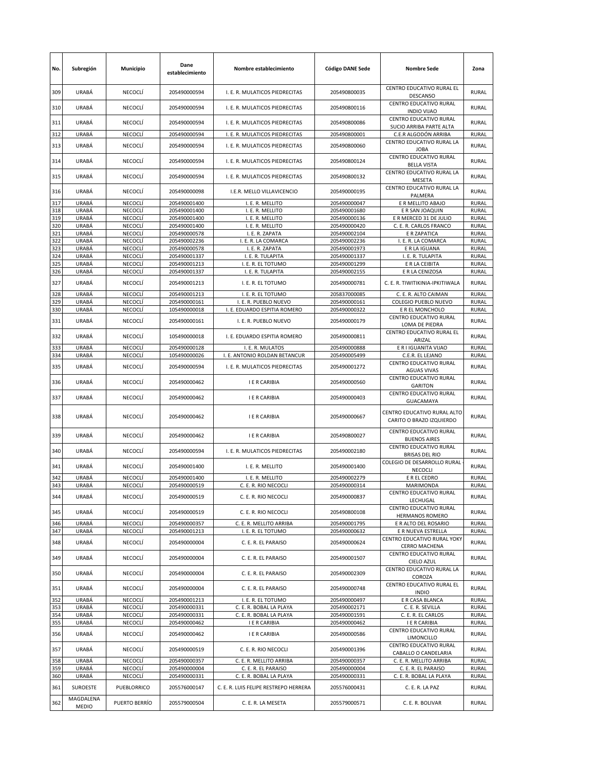| No. | Subregión | Municipio | Dane establecimiento | Nombre establecimiento | Código DANE Sede | Nombre Sede | Zona |
|---|---|---|---|---|---|---|---|
| 309 | URABÁ | NECOCLÍ | 205490000594 | I. E. R. MULATICOS PIEDRECITAS | 205490800035 | CENTRO EDUCATIVO RURAL EL DESCANSO | RURAL |
| 310 | URABÁ | NECOCLÍ | 205490000594 | I. E. R. MULATICOS PIEDRECITAS | 205490800116 | CENTRO EDUCATIVO RURAL INDIO VIJAO | RURAL |
| 311 | URABÁ | NECOCLÍ | 205490000594 | I. E. R. MULATICOS PIEDRECITAS | 205490800086 | CENTRO EDUCATIVO RURAL SUCIO ARRIBA PARTE ALTA | RURAL |
| 312 | URABÁ | NECOCLÍ | 205490000594 | I. E. R. MULATICOS PIEDRECITAS | 205490800001 | C.E.R ALGODÓN ARRIBA | RURAL |
| 313 | URABÁ | NECOCLÍ | 205490000594 | I. E. R. MULATICOS PIEDRECITAS | 205490800060 | CENTRO EDUCATIVO RURAL LA JOBA | RURAL |
| 314 | URABÁ | NECOCLÍ | 205490000594 | I. E. R. MULATICOS PIEDRECITAS | 205490800124 | CENTRO EDUCATIVO RURAL BELLA VISTA | RURAL |
| 315 | URABÁ | NECOCLÍ | 205490000594 | I. E. R. MULATICOS PIEDRECITAS | 205490800132 | CENTRO EDUCATIVO RURAL LA MESETA | RURAL |
| 316 | URABÁ | NECOCLÍ | 205490000098 | I.E.R. MELLO VILLAVICENCIO | 205490000195 | CENTRO EDUCATIVO RURAL LA PALMERA | RURAL |
| 317 | URABÁ | NECOCLÍ | 205490001400 | I. E. R. MELLITO | 205490000047 | E R MELLITO ABAJO | RURAL |
| 318 | URABÁ | NECOCLÍ | 205490001400 | I. E. R. MELLITO | 205490001680 | E R SAN JOAQUIN | RURAL |
| 319 | URABÁ | NECOCLÍ | 205490001400 | I. E. R. MELLITO | 205490000136 | E R MERCED 31 DE JULIO | RURAL |
| 320 | URABÁ | NECOCLÍ | 205490001400 | I. E. R. MELLITO | 205490000420 | C. E. R. CARLOS FRANCO | RURAL |
| 321 | URABÁ | NECOCLÍ | 205490000578 | I. E. R. ZAPATA | 205490002104 | E R ZAPATICA | RURAL |
| 322 | URABÁ | NECOCLÍ | 205490002236 | I. E. R. LA COMARCA | 205490002236 | I. E. R. LA COMARCA | RURAL |
| 323 | URABÁ | NECOCLÍ | 205490000578 | I. E. R. ZAPATA | 205490001973 | E R LA IGUANA | RURAL |
| 324 | URABÁ | NECOCLÍ | 205490001337 | I. E. R. TULAPITA | 205490001337 | I. E. R. TULAPITA | RURAL |
| 325 | URABÁ | NECOCLÍ | 205490001213 | I. E. R. EL TOTUMO | 205490001299 | E R LA CEIBITA | RURAL |
| 326 | URABÁ | NECOCLÍ | 205490001337 | I. E. R. TULAPITA | 205490002155 | E R LA CENIZOSA | RURAL |
| 327 | URABÁ | NECOCLÍ | 205490001213 | I. E. R. EL TOTUMO | 205490000781 | C. E. R. TIWITIKINIA-IPKITIWALA | RURAL |
| 328 | URABÁ | NECOCLÍ | 205490001213 | I. E. R. EL TOTUMO | 205837000085 | C. E. R. ALTO CAIMAN | RURAL |
| 329 | URABÁ | NECOCLÍ | 205490000161 | I. E. R. PUEBLO NUEVO | 205490000161 | COLEGIO PUEBLO NUEVO | RURAL |
| 330 | URABÁ | NECOCLÍ | 105490000018 | I. E. EDUARDO ESPITIA ROMERO | 205490000322 | E R EL MONCHOLO | RURAL |
| 331 | URABÁ | NECOCLÍ | 205490000161 | I. E. R. PUEBLO NUEVO | 205490000179 | CENTRO EDUCATIVO RURAL LOMA DE PIEDRA | RURAL |
| 332 | URABÁ | NECOCLÍ | 105490000018 | I. E. EDUARDO ESPITIA ROMERO | 205490000811 | CENTRO EDUCATIVO RURAL EL ARIZAL | RURAL |
| 333 | URABÁ | NECOCLÍ | 205490000128 | I. E. R. MULATOS | 205490000888 | E R I IGUANITA VIJAO | RURAL |
| 334 | URABÁ | NECOCLÍ | 105490000026 | I. E. ANTONIO ROLDAN BETANCUR | 205490005499 | C.E.R. EL LEJANO | RURAL |
| 335 | URABÁ | NECOCLÍ | 205490000594 | I. E. R. MULATICOS PIEDRECITAS | 205490001272 | CENTRO EDUCATIVO RURAL AGUAS VIVAS | RURAL |
| 336 | URABÁ | NECOCLÍ | 205490000462 | I E R CARIBIA | 205490000560 | CENTRO EDUCATIVO RURAL GARITON | RURAL |
| 337 | URABÁ | NECOCLÍ | 205490000462 | I E R CARIBIA | 205490000403 | CENTRO EDUCATIVO RURAL GUACAMAYA | RURAL |
| 338 | URABÁ | NECOCLÍ | 205490000462 | I E R CARIBIA | 205490000667 | CENTRO EDUCATIVO RURAL ALTO CARITO O BRAZO IZQUIERDO | RURAL |
| 339 | URABÁ | NECOCLÍ | 205490000462 | I E R CARIBIA | 205490800027 | CENTRO EDUCATIVO RURAL BUENOS AIRES | RURAL |
| 340 | URABÁ | NECOCLÍ | 205490000594 | I. E. R. MULATICOS PIEDRECITAS | 205490002180 | CENTRO EDUCATIVO RURAL BRISAS DEL RIO | RURAL |
| 341 | URABÁ | NECOCLÍ | 205490001400 | I. E. R. MELLITO | 205490001400 | COLEGIO DE DESARROLLO RURAL - NECOCLI | RURAL |
| 342 | URABÁ | NECOCLÍ | 205490001400 | I. E. R. MELLITO | 205490002279 | E R EL CEDRO | RURAL |
| 343 | URABÁ | NECOCLÍ | 205490000519 | C. E. R. RIO NECOCLI | 205490000314 | MARIMONDA | RURAL |
| 344 | URABÁ | NECOCLÍ | 205490000519 | C. E. R. RIO NECOCLI | 205490000837 | CENTRO EDUCATIVO RURAL LECHUGAL | RURAL |
| 345 | URABÁ | NECOCLÍ | 205490000519 | C. E. R. RIO NECOCLI | 205490800108 | CENTRO EDUCATIVO RURAL HERMANOS ROMERO | RURAL |
| 346 | URABÁ | NECOCLÍ | 205490000357 | C. E. R. MELLITO ARRIBA | 205490001795 | E R ALTO DEL ROSARIO | RURAL |
| 347 | URABÁ | NECOCLÍ | 205490001213 | I. E. R. EL TOTUMO | 205490000632 | E R NUEVA ESTRELLA | RURAL |
| 348 | URABÁ | NECOCLÍ | 205490000004 | C. E. R. EL PARAISO | 205490000624 | CENTRO EDUCATIVO RURAL YOKY CERRO MACHENA | RURAL |
| 349 | URABÁ | NECOCLÍ | 205490000004 | C. E. R. EL PARAISO | 205490001507 | CENTRO EDUCATIVO RURAL CIELO AZUL | RURAL |
| 350 | URABÁ | NECOCLÍ | 205490000004 | C. E. R. EL PARAISO | 205490002309 | CENTRO EDUCATIVO RURAL LA COROZA | RURAL |
| 351 | URABÁ | NECOCLÍ | 205490000004 | C. E. R. EL PARAISO | 205490000748 | CENTRO EDUCATIVO RURAL EL INDIO | RURAL |
| 352 | URABÁ | NECOCLÍ | 205490001213 | I. E. R. EL TOTUMO | 205490000497 | E R CASA BLANCA | RURAL |
| 353 | URABÁ | NECOCLÍ | 205490000331 | C. E. R. BOBAL LA PLAYA | 205490002171 | C. E. R. SEVILLA | RURAL |
| 354 | URABÁ | NECOCLÍ | 205490000331 | C. E. R. BOBAL LA PLAYA | 205490001591 | C. E. R. EL CARLOS | RURAL |
| 355 | URABÁ | NECOCLÍ | 205490000462 | I E R CARIBIA | 205490000462 | I E R CARIBIA | RURAL |
| 356 | URABÁ | NECOCLÍ | 205490000462 | I E R CARIBIA | 205490000586 | CENTRO EDUCATIVO RURAL LIMONCILLO | RURAL |
| 357 | URABÁ | NECOCLÍ | 205490000519 | C. E. R. RIO NECOCLI | 205490001396 | CENTRO EDUCATIVO RURAL CABALLO O CANDELARIA | RURAL |
| 358 | URABÁ | NECOCLÍ | 205490000357 | C. E. R. MELLITO ARRIBA | 205490000357 | C. E. R. MELLITO ARRIBA | RURAL |
| 359 | URABÁ | NECOCLÍ | 205490000004 | C. E. R. EL PARAISO | 205490000004 | C. E. R. EL PARAISO | RURAL |
| 360 | URABÁ | NECOCLÍ | 205490000331 | C. E. R. BOBAL LA PLAYA | 205490000331 | C. E. R. BOBAL LA PLAYA | RURAL |
| 361 | SUROESTE | PUEBLORRICO | 205576000147 | C. E. R. LUIS FELIPE RESTREPO HERRERA | 205576000431 | C. E. R. LA PAZ | RURAL |
| 362 | MAGDALENA MEDIO | PUERTO BERRÍO | 205579000504 | C. E. R. LA MESETA | 205579000571 | C. E. R. BOLIVAR | RURAL |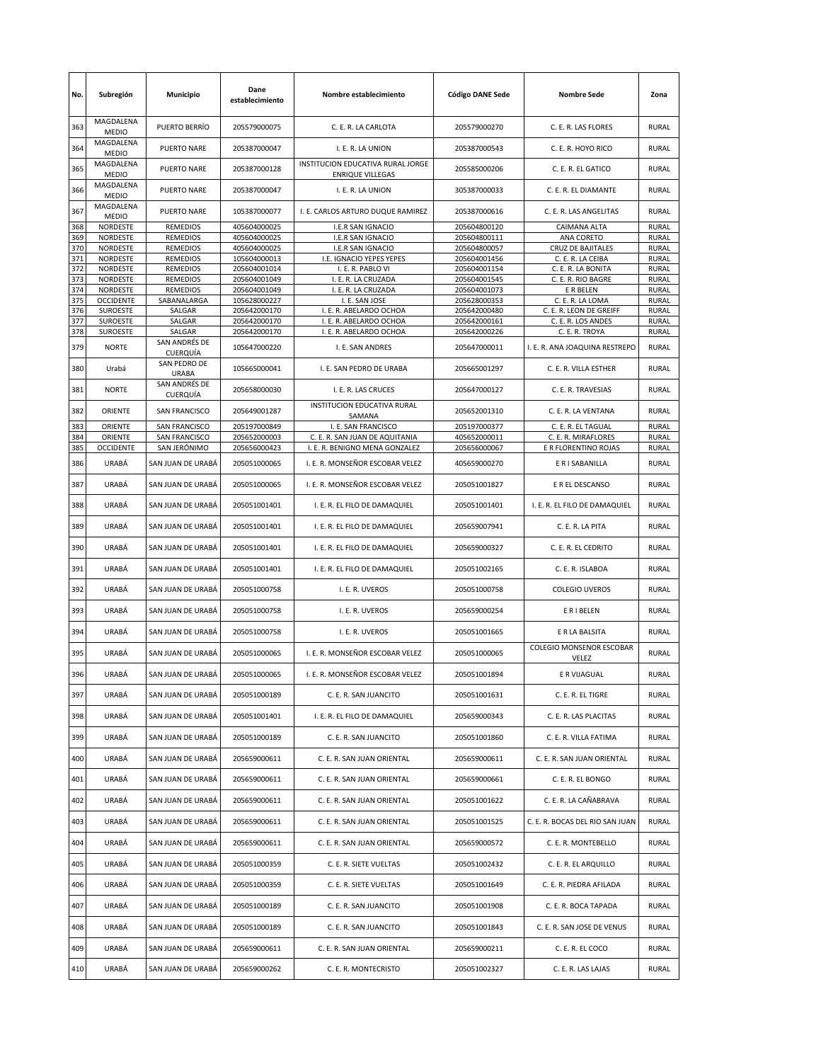| No. | Subregión | Municipio | Dane establecimiento | Nombre establecimiento | Código DANE Sede | Nombre Sede | Zona |
|---|---|---|---|---|---|---|---|
| 363 | MAGDALENA MEDIO | PUERTO BERRÍO | 205579000075 | C. E. R. LA CARLOTA | 205579000270 | C. E. R. LAS FLORES | RURAL |
| 364 | MAGDALENA MEDIO | PUERTO NARE | 205387000047 | I. E. R. LA UNION | 205387000543 | C. E. R. HOYO RICO | RURAL |
| 365 | MAGDALENA MEDIO | PUERTO NARE | 205387000128 | INSTITUCION EDUCATIVA RURAL JORGE ENRIQUE VILLEGAS | 205585000206 | C. E. R. EL GATICO | RURAL |
| 366 | MAGDALENA MEDIO | PUERTO NARE | 205387000047 | I. E. R. LA UNION | 305387000033 | C. E. R. EL DIAMANTE | RURAL |
| 367 | MAGDALENA MEDIO | PUERTO NARE | 105387000077 | I. E. CARLOS ARTURO DUQUE RAMIREZ | 205387000616 | C. E. R. LAS ANGELITAS | RURAL |
| 368 | NORDESTE | REMEDIOS | 405604000025 | I.E.R SAN IGNACIO | 205604800120 | CAIMANA ALTA | RURAL |
| 369 | NORDESTE | REMEDIOS | 405604000025 | I.E.R SAN IGNACIO | 205604800111 | ANA CORETO | RURAL |
| 370 | NORDESTE | REMEDIOS | 405604000025 | I.E.R SAN IGNACIO | 205604800057 | CRUZ DE BAJITALES | RURAL |
| 371 | NORDESTE | REMEDIOS | 105604000013 | I.E. IGNACIO YEPES YEPES | 205604001456 | C. E. R. LA CEIBA | RURAL |
| 372 | NORDESTE | REMEDIOS | 205604001014 | I. E. R. PABLO VI | 205604001154 | C. E. R. LA BONITA | RURAL |
| 373 | NORDESTE | REMEDIOS | 205604001049 | I. E. R. LA CRUZADA | 205604001545 | C. E. R. RIO BAGRE | RURAL |
| 374 | NORDESTE | REMEDIOS | 205604001049 | I. E. R. LA CRUZADA | 205604001073 | E R BELEN | RURAL |
| 375 | OCCIDENTE | SABANALARGA | 105628000227 | I. E. SAN JOSE | 205628000353 | C. E. R. LA LOMA | RURAL |
| 376 | SUROESTE | SALGAR | 205642000170 | I. E. R. ABELARDO OCHOA | 205642000480 | C. E. R. LEON DE GREIFF | RURAL |
| 377 | SUROESTE | SALGAR | 205642000170 | I. E. R. ABELARDO OCHOA | 205642000161 | C. E. R. LOS ANDES | RURAL |
| 378 | SUROESTE | SALGAR | 205642000170 | I. E. R. ABELARDO OCHOA | 205642000226 | C. E. R. TROYA | RURAL |
| 379 | NORTE | SAN ANDRÉS DE CUERQUÍA | 105647000220 | I. E. SAN ANDRES | 205647000011 | I. E. R. ANA JOAQUINA RESTREPO | RURAL |
| 380 | Urabá | SAN PEDRO DE URABA | 105665000041 | I. E. SAN PEDRO DE URABA | 205665001297 | C. E. R. VILLA ESTHER | RURAL |
| 381 | NORTE | SAN ANDRÉS DE CUERQUÍA | 205658000030 | I. E. R. LAS CRUCES | 205647000127 | C. E. R. TRAVESIAS | RURAL |
| 382 | ORIENTE | SAN FRANCISCO | 205649001287 | INSTITUCION EDUCATIVA RURAL SAMANA | 205652001310 | C. E. R. LA VENTANA | RURAL |
| 383 | ORIENTE | SAN FRANCISCO | 205197000849 | I. E. SAN FRANCISCO | 205197000377 | C. E. R. EL TAGUAL | RURAL |
| 384 | ORIENTE | SAN FRANCISCO | 205652000003 | C. E. R. SAN JUAN DE AQUITANIA | 405652000011 | C. E. R. MIRAFLORES | RURAL |
| 385 | OCCIDENTE | SAN JERÓNIMO | 205656000423 | I. E. R. BENIGNO MENA GONZALEZ | 205656000067 | E R FLORENTINO ROJAS | RURAL |
| 386 | URABÁ | SAN JUAN DE URABÁ | 205051000065 | I. E. R. MONSEÑOR ESCOBAR VELEZ | 405659000270 | E R I SABANILLA | RURAL |
| 387 | URABÁ | SAN JUAN DE URABÁ | 205051000065 | I. E. R. MONSEÑOR ESCOBAR VELEZ | 205051001827 | E R EL DESCANSO | RURAL |
| 388 | URABÁ | SAN JUAN DE URABÁ | 205051001401 | I. E. R. EL FILO DE DAMAQUIEL | 205051001401 | I. E. R. EL FILO DE DAMAQUIEL | RURAL |
| 389 | URABÁ | SAN JUAN DE URABÁ | 205051001401 | I. E. R. EL FILO DE DAMAQUIEL | 205659007941 | C. E. R. LA PITA | RURAL |
| 390 | URABÁ | SAN JUAN DE URABÁ | 205051001401 | I. E. R. EL FILO DE DAMAQUIEL | 205659000327 | C. E. R. EL CEDRITO | RURAL |
| 391 | URABÁ | SAN JUAN DE URABÁ | 205051001401 | I. E. R. EL FILO DE DAMAQUIEL | 205051002165 | C. E. R. ISLABOA | RURAL |
| 392 | URABÁ | SAN JUAN DE URABÁ | 205051000758 | I. E. R. UVEROS | 205051000758 | COLEGIO UVEROS | RURAL |
| 393 | URABÁ | SAN JUAN DE URABÁ | 205051000758 | I. E. R. UVEROS | 205659000254 | E R I BELEN | RURAL |
| 394 | URABÁ | SAN JUAN DE URABÁ | 205051000758 | I. E. R. UVEROS | 205051001665 | E R LA BALSITA | RURAL |
| 395 | URABÁ | SAN JUAN DE URABÁ | 205051000065 | I. E. R. MONSEÑOR ESCOBAR VELEZ | 205051000065 | COLEGIO MONSENOR ESCOBAR VELEZ | RURAL |
| 396 | URABÁ | SAN JUAN DE URABÁ | 205051000065 | I. E. R. MONSEÑOR ESCOBAR VELEZ | 205051001894 | E R VIJAGUAL | RURAL |
| 397 | URABÁ | SAN JUAN DE URABÁ | 205051000189 | C. E. R. SAN JUANCITO | 205051001631 | C. E. R. EL TIGRE | RURAL |
| 398 | URABÁ | SAN JUAN DE URABÁ | 205051001401 | I. E. R. EL FILO DE DAMAQUIEL | 205659000343 | C. E. R. LAS PLACITAS | RURAL |
| 399 | URABÁ | SAN JUAN DE URABÁ | 205051000189 | C. E. R. SAN JUANCITO | 205051001860 | C. E. R. VILLA FATIMA | RURAL |
| 400 | URABÁ | SAN JUAN DE URABÁ | 205659000611 | C. E. R. SAN JUAN ORIENTAL | 205659000611 | C. E. R. SAN JUAN ORIENTAL | RURAL |
| 401 | URABÁ | SAN JUAN DE URABÁ | 205659000611 | C. E. R. SAN JUAN ORIENTAL | 205659000661 | C. E. R. EL BONGO | RURAL |
| 402 | URABÁ | SAN JUAN DE URABÁ | 205659000611 | C. E. R. SAN JUAN ORIENTAL | 205051001622 | C. E. R. LA CAÑABRAVA | RURAL |
| 403 | URABÁ | SAN JUAN DE URABÁ | 205659000611 | C. E. R. SAN JUAN ORIENTAL | 205051001525 | C. E. R. BOCAS DEL RIO SAN JUAN | RURAL |
| 404 | URABÁ | SAN JUAN DE URABÁ | 205659000611 | C. E. R. SAN JUAN ORIENTAL | 205659000572 | C. E. R. MONTEBELLO | RURAL |
| 405 | URABÁ | SAN JUAN DE URABÁ | 205051000359 | C. E. R. SIETE VUELTAS | 205051002432 | C. E. R. EL ARQUILLO | RURAL |
| 406 | URABÁ | SAN JUAN DE URABÁ | 205051000359 | C. E. R. SIETE VUELTAS | 205051001649 | C. E. R. PIEDRA AFILADA | RURAL |
| 407 | URABÁ | SAN JUAN DE URABÁ | 205051000189 | C. E. R. SAN JUANCITO | 205051001908 | C. E. R. BOCA TAPADA | RURAL |
| 408 | URABÁ | SAN JUAN DE URABÁ | 205051000189 | C. E. R. SAN JUANCITO | 205051001843 | C. E. R. SAN JOSE DE VENUS | RURAL |
| 409 | URABÁ | SAN JUAN DE URABÁ | 205659000611 | C. E. R. SAN JUAN ORIENTAL | 205659000211 | C. E. R. EL COCO | RURAL |
| 410 | URABÁ | SAN JUAN DE URABÁ | 205659000262 | C. E. R. MONTECRISTO | 205051002327 | C. E. R. LAS LAJAS | RURAL |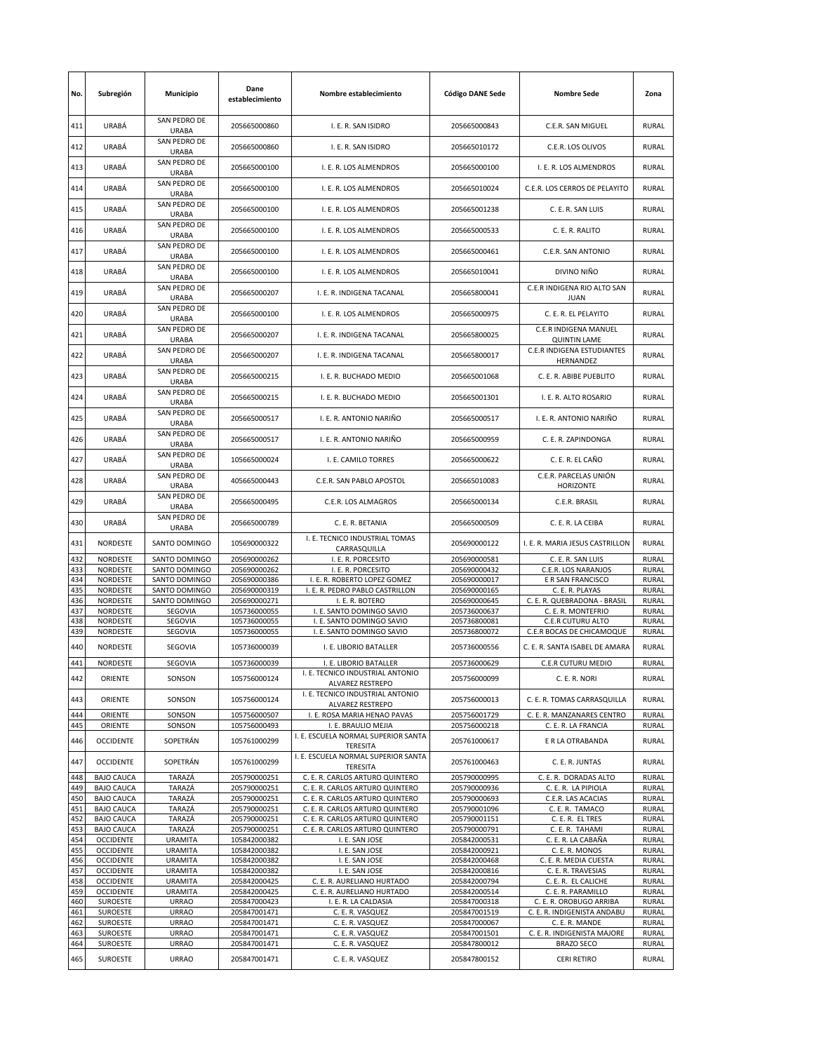| No. | Subregión | Municipio | Dane establecimiento | Nombre establecimiento | Código DANE Sede | Nombre Sede | Zona |
|---|---|---|---|---|---|---|---|
| 411 | URABÁ | SAN PEDRO DE URABA | 205665000860 | I. E. R. SAN ISIDRO | 205665000843 | C.E.R. SAN MIGUEL | RURAL |
| 412 | URABÁ | SAN PEDRO DE URABA | 205665000860 | I. E. R. SAN ISIDRO | 205665010172 | C.E.R. LOS OLIVOS | RURAL |
| 413 | URABÁ | SAN PEDRO DE URABA | 205665000100 | I. E. R. LOS ALMENDROS | 205665000100 | I. E. R. LOS ALMENDROS | RURAL |
| 414 | URABÁ | SAN PEDRO DE URABA | 205665000100 | I. E. R. LOS ALMENDROS | 205665010024 | C.E.R. LOS CERROS DE PELAYITO | RURAL |
| 415 | URABÁ | SAN PEDRO DE URABA | 205665000100 | I. E. R. LOS ALMENDROS | 205665001238 | C. E. R. SAN LUIS | RURAL |
| 416 | URABÁ | SAN PEDRO DE URABA | 205665000100 | I. E. R. LOS ALMENDROS | 205665000533 | C. E. R. RALITO | RURAL |
| 417 | URABÁ | SAN PEDRO DE URABA | 205665000100 | I. E. R. LOS ALMENDROS | 205665000461 | C.E.R. SAN ANTONIO | RURAL |
| 418 | URABÁ | SAN PEDRO DE URABA | 205665000100 | I. E. R. LOS ALMENDROS | 205665010041 | DIVINO NIÑO | RURAL |
| 419 | URABÁ | SAN PEDRO DE URABA | 205665000207 | I. E. R. INDIGENA TACANAL | 205665800041 | C.E.R INDIGENA RIO ALTO SAN JUAN | RURAL |
| 420 | URABÁ | SAN PEDRO DE URABA | 205665000100 | I. E. R. LOS ALMENDROS | 205665000975 | C. E. R. EL PELAYITO | RURAL |
| 421 | URABÁ | SAN PEDRO DE URABA | 205665000207 | I. E. R. INDIGENA TACANAL | 205665800025 | C.E.R INDIGENA MANUEL QUINTIN LAME | RURAL |
| 422 | URABÁ | SAN PEDRO DE URABA | 205665000207 | I. E. R. INDIGENA TACANAL | 205665800017 | C.E.R INDIGENA ESTUDIANTES HERNANDEZ | RURAL |
| 423 | URABÁ | SAN PEDRO DE URABA | 205665000215 | I. E. R. BUCHADO MEDIO | 205665001068 | C. E. R. ABIBE PUEBLITO | RURAL |
| 424 | URABÁ | SAN PEDRO DE URABA | 205665000215 | I. E. R. BUCHADO MEDIO | 205665001301 | I. E. R. ALTO ROSARIO | RURAL |
| 425 | URABÁ | SAN PEDRO DE URABA | 205665000517 | I. E. R. ANTONIO NARIÑO | 205665000517 | I. E. R. ANTONIO NARIÑO | RURAL |
| 426 | URABÁ | SAN PEDRO DE URABA | 205665000517 | I. E. R. ANTONIO NARIÑO | 205665000959 | C. E. R. ZAPINDONGA | RURAL |
| 427 | URABÁ | SAN PEDRO DE URABA | 105665000024 | I. E. CAMILO TORRES | 205665000622 | C. E. R. EL CAÑO | RURAL |
| 428 | URABÁ | SAN PEDRO DE URABA | 405665000443 | C.E.R. SAN PABLO APOSTOL | 205665010083 | C.E.R. PARCELAS UNIÓN HORIZONTE | RURAL |
| 429 | URABÁ | SAN PEDRO DE URABA | 205665000495 | C.E.R. LOS ALMAGROS | 205665000134 | C.E.R. BRASIL | RURAL |
| 430 | URABÁ | SAN PEDRO DE URABA | 205665000789 | C. E. R. BETANIA | 205665000509 | C. E. R. LA CEIBA | RURAL |
| 431 | NORDESTE | SANTO DOMINGO | 105690000322 | I. E. TECNICO INDUSTRIAL TOMAS CARRASQUILLA | 205690000122 | I. E. R. MARIA JESUS CASTRILLON | RURAL |
| 432 | NORDESTE | SANTO DOMINGO | 205690000262 | I. E. R. PORCESITO | 205690000581 | C. E. R. SAN LUIS | RURAL |
| 433 | NORDESTE | SANTO DOMINGO | 205690000262 | I. E. R. PORCESITO | 205690000432 | C.E.R. LOS NARANJOS | RURAL |
| 434 | NORDESTE | SANTO DOMINGO | 205690000386 | I. E. R. ROBERTO LOPEZ GOMEZ | 205690000017 | E R SAN FRANCISCO | RURAL |
| 435 | NORDESTE | SANTO DOMINGO | 205690000319 | I. E. R. PEDRO PABLO CASTRILLON | 205690000165 | C. E. R. PLAYAS | RURAL |
| 436 | NORDESTE | SANTO DOMINGO | 205690000271 | I. E. R. BOTERO | 205690000645 | C. E. R. QUEBRADONA - BRASIL | RURAL |
| 437 | NORDESTE | SEGOVIA | 105736000055 | I. E. SANTO DOMINGO SAVIO | 205736000637 | C. E. R. MONTEFRIO | RURAL |
| 438 | NORDESTE | SEGOVIA | 105736000055 | I. E. SANTO DOMINGO SAVIO | 205736800081 | C.E.R CUTURU ALTO | RURAL |
| 439 | NORDESTE | SEGOVIA | 105736000055 | I. E. SANTO DOMINGO SAVIO | 205736800072 | C.E.R BOCAS DE CHICAMOQUE | RURAL |
| 440 | NORDESTE | SEGOVIA | 105736000039 | I. E. LIBORIO BATALLER | 205736000556 | C. E. R. SANTA ISABEL DE AMARA | RURAL |
| 441 | NORDESTE | SEGOVIA | 105736000039 | I. E. LIBORIO BATALLER | 205736000629 | C.E.R CUTURU MEDIO | RURAL |
| 442 | ORIENTE | SONSON | 105756000124 | I. E. TECNICO INDUSTRIAL ANTONIO ALVAREZ RESTREPO | 205756000099 | C. E. R. NORI | RURAL |
| 443 | ORIENTE | SONSON | 105756000124 | I. E. TECNICO INDUSTRIAL ANTONIO ALVAREZ RESTREPO | 205756000013 | C. E. R. TOMAS CARRASQUILLA | RURAL |
| 444 | ORIENTE | SONSON | 105756000507 | I. E. ROSA MARIA HENAO PAVAS | 205756001729 | C. E. R. MANZANARES CENTRO | RURAL |
| 445 | ORIENTE | SONSON | 105756000493 | I. E. BRAULIO MEJIA | 205756000218 | C. E. R. LA FRANCIA | RURAL |
| 446 | OCCIDENTE | SOPETRÁN | 105761000299 | I. E. ESCUELA NORMAL SUPERIOR SANTA TERESITA | 205761000617 | E R LA OTRABANDA | RURAL |
| 447 | OCCIDENTE | SOPETRÁN | 105761000299 | I. E. ESCUELA NORMAL SUPERIOR SANTA TERESITA | 205761000463 | C. E. R. JUNTAS | RURAL |
| 448 | BAJO CAUCA | TARAZÁ | 205790000251 | C. E. R. CARLOS ARTURO QUINTERO | 205790000995 | C. E. R. DORADAS ALTO | RURAL |
| 449 | BAJO CAUCA | TARAZÁ | 205790000251 | C. E. R. CARLOS ARTURO QUINTERO | 205790000936 | C. E. R. LA PIPIOLA | RURAL |
| 450 | BAJO CAUCA | TARAZÁ | 205790000251 | C. E. R. CARLOS ARTURO QUINTERO | 205790000693 | C.E.R. LAS ACACIAS | RURAL |
| 451 | BAJO CAUCA | TARAZÁ | 205790000251 | C. E. R. CARLOS ARTURO QUINTERO | 205790001096 | C. E. R. TAMACO | RURAL |
| 452 | BAJO CAUCA | TARAZÁ | 205790000251 | C. E. R. CARLOS ARTURO QUINTERO | 205790001151 | C. E. R. EL TRES | RURAL |
| 453 | BAJO CAUCA | TARAZÁ | 205790000251 | C. E. R. CARLOS ARTURO QUINTERO | 205790000791 | C. E. R. TAHAMI | RURAL |
| 454 | OCCIDENTE | URAMITA | 105842000382 | I. E. SAN JOSE | 205842000531 | C. E. R. LA CABAÑA | RURAL |
| 455 | OCCIDENTE | URAMITA | 105842000382 | I. E. SAN JOSE | 205842000921 | C. E. R. MONOS | RURAL |
| 456 | OCCIDENTE | URAMITA | 105842000382 | I. E. SAN JOSE | 205842000468 | C. E. R. MEDIA CUESTA | RURAL |
| 457 | OCCIDENTE | URAMITA | 105842000382 | I. E. SAN JOSE | 205842000816 | C. E. R. TRAVESIAS | RURAL |
| 458 | OCCIDENTE | URAMITA | 205842000425 | C. E. R. AURELIANO HURTADO | 205842000794 | C. E. R. EL CALICHE | RURAL |
| 459 | OCCIDENTE | URAMITA | 205842000425 | C. E. R. AURELIANO HURTADO | 205842000514 | C. E. R. PARAMILLO | RURAL |
| 460 | SUROESTE | URRAO | 205847000423 | I. E. R. LA CALDASIA | 205847000318 | C. E. R. OROBUGO ARRIBA | RURAL |
| 461 | SUROESTE | URRAO | 205847001471 | C. E. R. VASQUEZ | 205847001519 | C. E. R. INDIGENISTA ANDABU | RURAL |
| 462 | SUROESTE | URRAO | 205847001471 | C. E. R. VASQUEZ | 205847000067 | C. E. R. MANDE | RURAL |
| 463 | SUROESTE | URRAO | 205847001471 | C. E. R. VASQUEZ | 205847001501 | C. E. R. INDIGENISTA MAJORE | RURAL |
| 464 | SUROESTE | URRAO | 205847001471 | C. E. R. VASQUEZ | 205847800012 | BRAZO SECO | RURAL |
| 465 | SUROESTE | URRAO | 205847001471 | C. E. R. VASQUEZ | 205847800152 | CERI RETIRO | RURAL |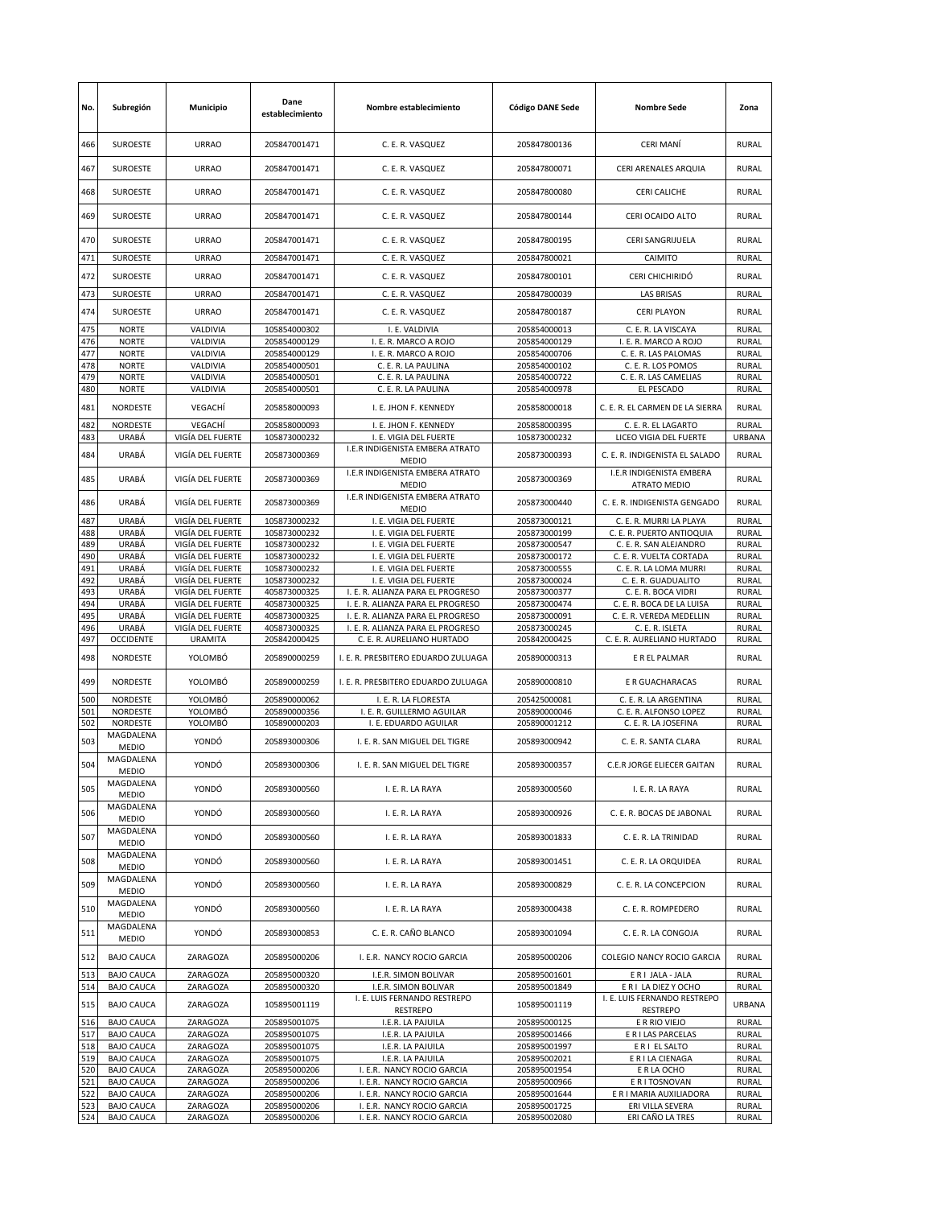| No. | Subregión | Municipio | Dane establecimiento | Nombre establecimiento | Código DANE Sede | Nombre Sede | Zona |
|---|---|---|---|---|---|---|---|
| 466 | SUROESTE | URRAO | 205847001471 | C. E. R. VASQUEZ | 205847800136 | CERI MANÍ | RURAL |
| 467 | SUROESTE | URRAO | 205847001471 | C. E. R. VASQUEZ | 205847800071 | CERI ARENALES ARQUIA | RURAL |
| 468 | SUROESTE | URRAO | 205847001471 | C. E. R. VASQUEZ | 205847800080 | CERI CALICHE | RURAL |
| 469 | SUROESTE | URRAO | 205847001471 | C. E. R. VASQUEZ | 205847800144 | CERI OCAIDO ALTO | RURAL |
| 470 | SUROESTE | URRAO | 205847001471 | C. E. R. VASQUEZ | 205847800195 | CERI SANGRIJUELA | RURAL |
| 471 | SUROESTE | URRAO | 205847001471 | C. E. R. VASQUEZ | 205847800021 | CAIMITO | RURAL |
| 472 | SUROESTE | URRAO | 205847001471 | C. E. R. VASQUEZ | 205847800101 | CERI CHICHIRIDÓ | RURAL |
| 473 | SUROESTE | URRAO | 205847001471 | C. E. R. VASQUEZ | 205847800039 | LAS BRISAS | RURAL |
| 474 | SUROESTE | URRAO | 205847001471 | C. E. R. VASQUEZ | 205847800187 | CERI PLAYON | RURAL |
| 475 | NORTE | VALDIVIA | 105854000302 | I. E. VALDIVIA | 205854000013 | C. E. R. LA VISCAYA | RURAL |
| 476 | NORTE | VALDIVIA | 205854000129 | I. E. R. MARCO A ROJO | 205854000129 | I. E. R. MARCO A ROJO | RURAL |
| 477 | NORTE | VALDIVIA | 205854000129 | I. E. R. MARCO A ROJO | 205854000706 | C. E. R. LAS PALOMAS | RURAL |
| 478 | NORTE | VALDIVIA | 205854000501 | C. E. R. LA PAULINA | 205854000102 | C. E. R. LOS POMOS | RURAL |
| 479 | NORTE | VALDIVIA | 205854000501 | C. E. R. LA PAULINA | 205854000722 | C. E. R. LAS CAMELIAS | RURAL |
| 480 | NORTE | VALDIVIA | 205854000501 | C. E. R. LA PAULINA | 205854000978 | EL PESCADO | RURAL |
| 481 | NORDESTE | VEGACHÍ | 205858000093 | I. E. JHON F. KENNEDY | 205858000018 | C. E. R. EL CARMEN DE LA SIERRA | RURAL |
| 482 | NORDESTE | VEGACHÍ | 205858000093 | I. E. JHON F. KENNEDY | 205858000395 | C. E. R. EL LAGARTO | RURAL |
| 483 | URABÁ | VIGÍA DEL FUERTE | 105873000232 | I. E. VIGIA DEL FUERTE | 105873000232 | LICEO VIGIA DEL FUERTE | URBANA |
| 484 | URABÁ | VIGÍA DEL FUERTE | 205873000369 | I.E.R INDIGENISTA EMBERA ATRATO MEDIO | 205873000393 | C. E. R. INDIGENISTA EL SALADO | RURAL |
| 485 | URABÁ | VIGÍA DEL FUERTE | 205873000369 | I.E.R INDIGENISTA EMBERA ATRATO MEDIO | 205873000369 | I.E.R INDIGENISTA EMBERA ATRATO MEDIO | RURAL |
| 486 | URABÁ | VIGÍA DEL FUERTE | 205873000369 | I.E.R INDIGENISTA EMBERA ATRATO MEDIO | 205873000440 | C. E. R. INDIGENISTA GENGADO | RURAL |
| 487 | URABÁ | VIGÍA DEL FUERTE | 105873000232 | I. E. VIGIA DEL FUERTE | 205873000121 | C. E. R. MURRI LA PLAYA | RURAL |
| 488 | URABÁ | VIGÍA DEL FUERTE | 105873000232 | I. E. VIGIA DEL FUERTE | 205873000199 | C. E. R. PUERTO ANTIOQUIA | RURAL |
| 489 | URABÁ | VIGÍA DEL FUERTE | 105873000232 | I. E. VIGIA DEL FUERTE | 205873000547 | C. E. R. SAN ALEJANDRO | RURAL |
| 490 | URABÁ | VIGÍA DEL FUERTE | 105873000232 | I. E. VIGIA DEL FUERTE | 205873000172 | C. E. R. VUELTA CORTADA | RURAL |
| 491 | URABÁ | VIGÍA DEL FUERTE | 105873000232 | I. E. VIGIA DEL FUERTE | 205873000555 | C. E. R. LA LOMA MURRI | RURAL |
| 492 | URABÁ | VIGÍA DEL FUERTE | 105873000232 | I. E. VIGIA DEL FUERTE | 205873000024 | C. E. R. GUADUALITO | RURAL |
| 493 | URABÁ | VIGÍA DEL FUERTE | 405873000325 | I. E. R. ALIANZA PARA EL PROGRESO | 205873000377 | C. E. R. BOCA VIDRI | RURAL |
| 494 | URABÁ | VIGÍA DEL FUERTE | 405873000325 | I. E. R. ALIANZA PARA EL PROGRESO | 205873000474 | C. E. R. BOCA DE LA LUISA | RURAL |
| 495 | URABÁ | VIGÍA DEL FUERTE | 405873000325 | I. E. R. ALIANZA PARA EL PROGRESO | 205873000091 | C. E. R. VEREDA MEDELLIN | RURAL |
| 496 | URABÁ | VIGÍA DEL FUERTE | 405873000325 | I. E. R. ALIANZA PARA EL PROGRESO | 205873000245 | C. E. R. ISLETA | RURAL |
| 497 | OCCIDENTE | URAMITA | 205842000425 | C. E. R. AURELIANO HURTADO | 205842000425 | C. E. R. AURELIANO HURTADO | RURAL |
| 498 | NORDESTE | YOLOMBÓ | 205890000259 | I. E. R. PRESBITERO EDUARDO ZULUAGA | 205890000313 | E R EL PALMAR | RURAL |
| 499 | NORDESTE | YOLOMBÓ | 205890000259 | I. E. R. PRESBITERO EDUARDO ZULUAGA | 205890000810 | E R GUACHARACAS | RURAL |
| 500 | NORDESTE | YOLOMBÓ | 205890000062 | I. E. R. LA FLORESTA | 205425000081 | C. E. R. LA ARGENTINA | RURAL |
| 501 | NORDESTE | YOLOMBÓ | 205890000356 | I. E. R. GUILLERMO AGUILAR | 205890000046 | C. E. R. ALFONSO LOPEZ | RURAL |
| 502 | NORDESTE | YOLOMBÓ | 105890000203 | I. E. EDUARDO AGUILAR | 205890001212 | C. E. R. LA JOSEFINA | RURAL |
| 503 | MAGDALENA MEDIO | YONDÓ | 205893000306 | I. E. R. SAN MIGUEL DEL TIGRE | 205893000942 | C. E. R. SANTA CLARA | RURAL |
| 504 | MAGDALENA MEDIO | YONDÓ | 205893000306 | I. E. R. SAN MIGUEL DEL TIGRE | 205893000357 | C.E.R JORGE ELIECER GAITAN | RURAL |
| 505 | MAGDALENA MEDIO | YONDÓ | 205893000560 | I. E. R. LA RAYA | 205893000560 | I. E. R. LA RAYA | RURAL |
| 506 | MAGDALENA MEDIO | YONDÓ | 205893000560 | I. E. R. LA RAYA | 205893000926 | C. E. R. BOCAS DE JABONAL | RURAL |
| 507 | MAGDALENA MEDIO | YONDÓ | 205893000560 | I. E. R. LA RAYA | 205893001833 | C. E. R. LA TRINIDAD | RURAL |
| 508 | MAGDALENA MEDIO | YONDÓ | 205893000560 | I. E. R. LA RAYA | 205893001451 | C. E. R. LA ORQUIDEA | RURAL |
| 509 | MAGDALENA MEDIO | YONDÓ | 205893000560 | I. E. R. LA RAYA | 205893000829 | C. E. R. LA CONCEPCION | RURAL |
| 510 | MAGDALENA MEDIO | YONDÓ | 205893000560 | I. E. R. LA RAYA | 205893000438 | C. E. R. ROMPEDERO | RURAL |
| 511 | MAGDALENA MEDIO | YONDÓ | 205893000853 | C. E. R. CAÑO BLANCO | 205893001094 | C. E. R. LA CONGOJA | RURAL |
| 512 | BAJO CAUCA | ZARAGOZA | 205895000206 | I. E.R. NANCY ROCIO GARCIA | 205895000206 | COLEGIO NANCY ROCIO GARCIA | RURAL |
| 513 | BAJO CAUCA | ZARAGOZA | 205895000320 | I.E.R. SIMON BOLIVAR | 205895001601 | E R I JALA - JALA | RURAL |
| 514 | BAJO CAUCA | ZARAGOZA | 205895000320 | I.E.R. SIMON BOLIVAR | 205895001849 | E R I LA DIEZ Y OCHO | RURAL |
| 515 | BAJO CAUCA | ZARAGOZA | 105895001119 | I. E. LUIS FERNANDO RESTREPO RESTREPO | 105895001119 | I. E. LUIS FERNANDO RESTREPO RESTREPO | URBANA |
| 516 | BAJO CAUCA | ZARAGOZA | 205895001075 | I.E.R. LA PAJUILA | 205895000125 | E R RIO VIEJO | RURAL |
| 517 | BAJO CAUCA | ZARAGOZA | 205895001075 | I.E.R. LA PAJUILA | 205895001466 | E R I LAS PARCELAS | RURAL |
| 518 | BAJO CAUCA | ZARAGOZA | 205895001075 | I.E.R. LA PAJUILA | 205895001997 | E R I EL SALTO | RURAL |
| 519 | BAJO CAUCA | ZARAGOZA | 205895001075 | I.E.R. LA PAJUILA | 205895002021 | E R I LA CIENAGA | RURAL |
| 520 | BAJO CAUCA | ZARAGOZA | 205895000206 | I. E.R. NANCY ROCIO GARCIA | 205895001954 | E R LA OCHO | RURAL |
| 521 | BAJO CAUCA | ZARAGOZA | 205895000206 | I. E.R. NANCY ROCIO GARCIA | 205895000966 | E R I TOSNOVAN | RURAL |
| 522 | BAJO CAUCA | ZARAGOZA | 205895000206 | I. E.R. NANCY ROCIO GARCIA | 205895001644 | E R I MARIA AUXILIADORA | RURAL |
| 523 | BAJO CAUCA | ZARAGOZA | 205895000206 | I. E.R. NANCY ROCIO GARCIA | 205895001725 | ERI VILLA SEVERA | RURAL |
| 524 | BAJO CAUCA | ZARAGOZA | 205895000206 | I. E.R. NANCY ROCIO GARCIA | 205895002080 | ERI CAÑO LA TRES | RURAL |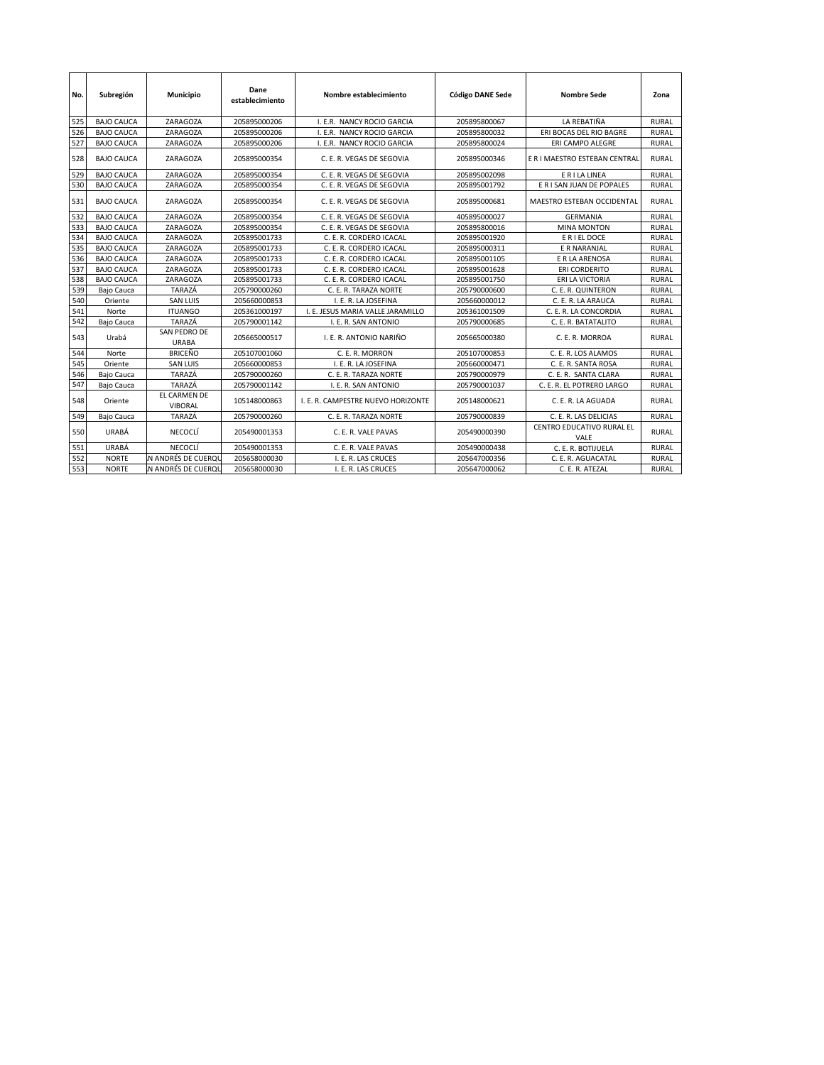| No. | Subregión | Municipio | Dane establecimiento | Nombre establecimiento | Código DANE Sede | Nombre Sede | Zona |
|---|---|---|---|---|---|---|---|
| 525 | BAJO CAUCA | ZARAGOZA | 205895000206 | I. E.R. NANCY ROCIO GARCIA | 205895800067 | LA REBATIÑA | RURAL |
| 526 | BAJO CAUCA | ZARAGOZA | 205895000206 | I. E.R. NANCY ROCIO GARCIA | 205895800032 | ERI BOCAS DEL RIO BAGRE | RURAL |
| 527 | BAJO CAUCA | ZARAGOZA | 205895000206 | I. E.R. NANCY ROCIO GARCIA | 205895800024 | ERI CAMPO ALEGRE | RURAL |
| 528 | BAJO CAUCA | ZARAGOZA | 205895000354 | C. E. R. VEGAS DE SEGOVIA | 205895000346 | E R I MAESTRO ESTEBAN CENTRAL | RURAL |
| 529 | BAJO CAUCA | ZARAGOZA | 205895000354 | C. E. R. VEGAS DE SEGOVIA | 205895002098 | E R I LA LINEA | RURAL |
| 530 | BAJO CAUCA | ZARAGOZA | 205895000354 | C. E. R. VEGAS DE SEGOVIA | 205895001792 | E R I SAN JUAN DE POPALES | RURAL |
| 531 | BAJO CAUCA | ZARAGOZA | 205895000354 | C. E. R. VEGAS DE SEGOVIA | 205895000681 | MAESTRO ESTEBAN OCCIDENTAL | RURAL |
| 532 | BAJO CAUCA | ZARAGOZA | 205895000354 | C. E. R. VEGAS DE SEGOVIA | 405895000027 | GERMANIA | RURAL |
| 533 | BAJO CAUCA | ZARAGOZA | 205895000354 | C. E. R. VEGAS DE SEGOVIA | 205895800016 | MINA MONTON | RURAL |
| 534 | BAJO CAUCA | ZARAGOZA | 205895001733 | C. E. R. CORDERO ICACAL | 205895001920 | E R I EL DOCE | RURAL |
| 535 | BAJO CAUCA | ZARAGOZA | 205895001733 | C. E. R. CORDERO ICACAL | 205895000311 | E R NARANJAL | RURAL |
| 536 | BAJO CAUCA | ZARAGOZA | 205895001733 | C. E. R. CORDERO ICACAL | 205895001105 | E R LA ARENOSA | RURAL |
| 537 | BAJO CAUCA | ZARAGOZA | 205895001733 | C. E. R. CORDERO ICACAL | 205895001628 | ERI CORDERITO | RURAL |
| 538 | BAJO CAUCA | ZARAGOZA | 205895001733 | C. E. R. CORDERO ICACAL | 205895001750 | ERI LA VICTORIA | RURAL |
| 539 | Bajo Cauca | TARAZÁ | 205790000260 | C. E. R. TARAZA NORTE | 205790000600 | C. E. R. QUINTERON | RURAL |
| 540 | Oriente | SAN LUIS | 205660000853 | I. E. R. LA JOSEFINA | 205660000012 | C. E. R. LA ARAUCA | RURAL |
| 541 | Norte | ITUANGO | 205361000197 | I. E. JESUS MARIA VALLE JARAMILLO | 205361001509 | C. E. R. LA CONCORDIA | RURAL |
| 542 | Bajo Cauca | TARAZÁ | 205790001142 | I. E. R. SAN ANTONIO | 205790000685 | C. E. R. BATATALITO | RURAL |
| 543 | Urabá | SAN PEDRO DE URABA | 205665000517 | I. E. R. ANTONIO NARIÑO | 205665000380 | C. E. R. MORROA | RURAL |
| 544 | Norte | BRICEÑO | 205107001060 | C. E. R. MORRON | 205107000853 | C. E. R. LOS ALAMOS | RURAL |
| 545 | Oriente | SAN LUIS | 205660000853 | I. E. R. LA JOSEFINA | 205660000471 | C. E. R. SANTA ROSA | RURAL |
| 546 | Bajo Cauca | TARAZÁ | 205790000260 | C. E. R. TARAZA NORTE | 205790000979 | C. E. R. SANTA CLARA | RURAL |
| 547 | Bajo Cauca | TARAZÁ | 205790001142 | I. E. R. SAN ANTONIO | 205790001037 | C. E. R. EL POTRERO LARGO | RURAL |
| 548 | Oriente | EL CARMEN DE VIBORAL | 105148000863 | I. E. R. CAMPESTRE NUEVO HORIZONTE | 205148000621 | C. E. R. LA AGUADA | RURAL |
| 549 | Bajo Cauca | TARAZÁ | 205790000260 | C. E. R. TARAZA NORTE | 205790000839 | C. E. R. LAS DELICIAS | RURAL |
| 550 | URABÁ | NECOCLÍ | 205490001353 | C. E. R. VALE PAVAS | 205490000390 | CENTRO EDUCATIVO RURAL EL VALE | RURAL |
| 551 | URABÁ | NECOCLÍ | 205490001353 | C. E. R. VALE PAVAS | 205490000438 | C. E. R. BOTIJUELA | RURAL |
| 552 | NORTE | N ANDRÉS DE CUERQU | 205658000030 | I. E. R. LAS CRUCES | 205647000356 | C. E. R. AGUACATAL | RURAL |
| 553 | NORTE | N ANDRÉS DE CUERQU | 205658000030 | I. E. R. LAS CRUCES | 205647000062 | C. E. R. ATEZAL | RURAL |